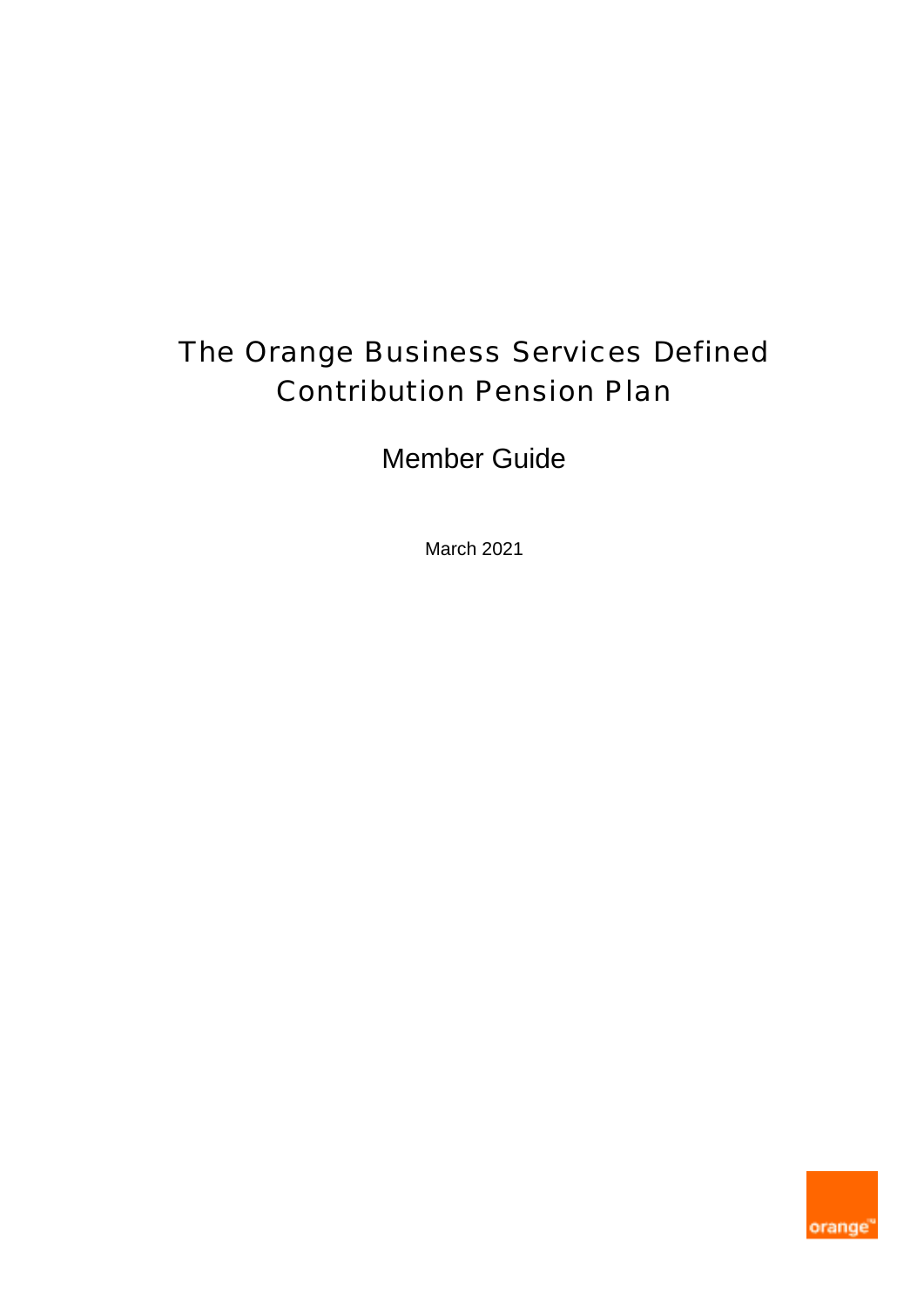# The Orange Business Services Defined Contribution Pension Plan

## Member Guide

March 2021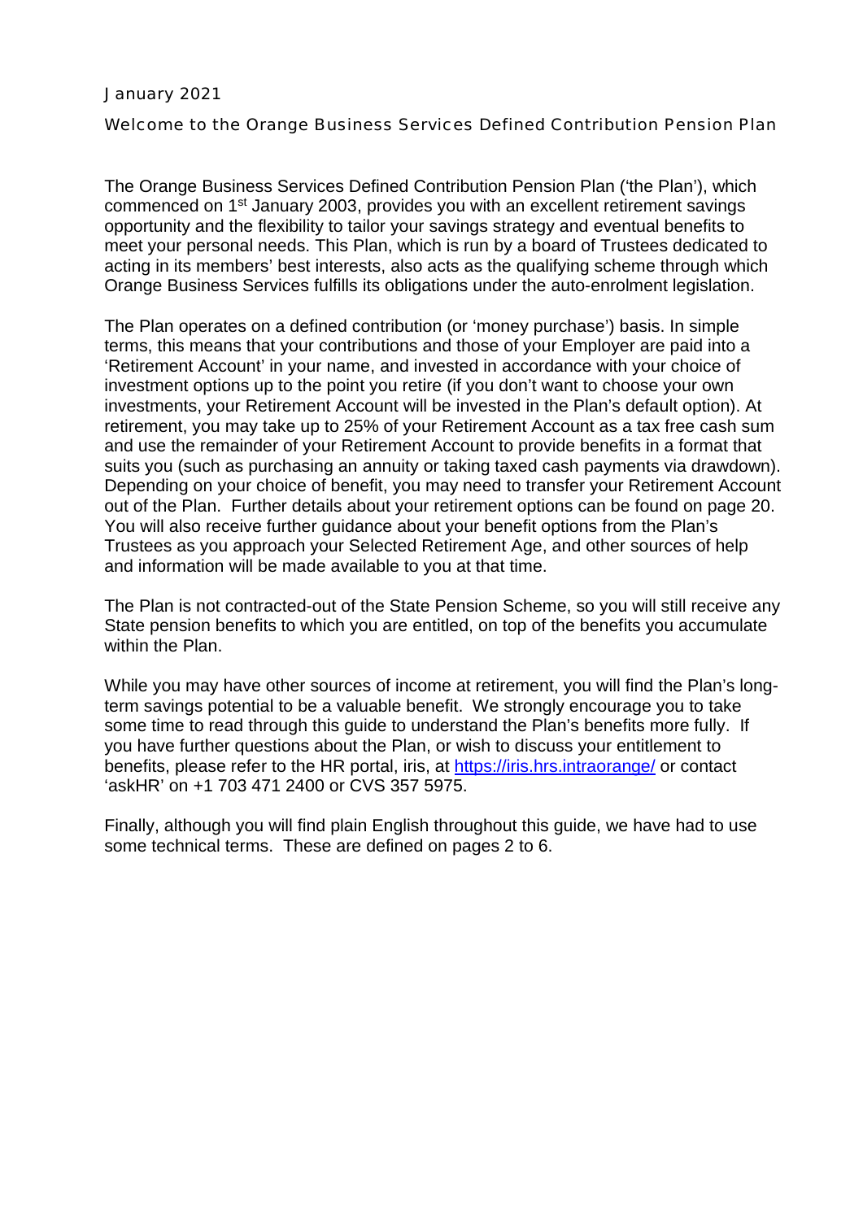January 2021

## Welcome to the Orange Business Services Defined Contribution Pension Plan

The Orange Business Services Defined Contribution Pension Plan ('the Plan'), which commenced on 1st January 2003, provides you with an excellent retirement savings opportunity and the flexibility to tailor your savings strategy and eventual benefits to meet your personal needs. This Plan, which is run by a board of Trustees dedicated to acting in its members' best interests, also acts as the qualifying scheme through which Orange Business Services fulfills its obligations under the auto-enrolment legislation.

The Plan operates on a defined contribution (or 'money purchase') basis. In simple terms, this means that your contributions and those of your Employer are paid into a 'Retirement Account' in your name, and invested in accordance with your choice of investment options up to the point you retire (if you don't want to choose your own investments, your Retirement Account will be invested in the Plan's default option). At retirement, you may take up to 25% of your Retirement Account as a tax free cash sum and use the remainder of your Retirement Account to provide benefits in a format that suits you (such as purchasing an annuity or taking taxed cash payments via drawdown). Depending on your choice of benefit, you may need to transfer your Retirement Account out of the Plan. Further details about your retirement options can be found on page 20. You will also receive further guidance about your benefit options from the Plan's Trustees as you approach your Selected Retirement Age, and other sources of help and information will be made available to you at that time.

The Plan is not contracted-out of the State Pension Scheme, so you will still receive any State pension benefits to which you are entitled, on top of the benefits you accumulate within the Plan.

While you may have other sources of income at retirement, you will find the Plan's long-term savings potential to be a valuable benefit. We strongly encourage you to take some time to read through this guide to understand the Plan's benefits more fully. If you have further questions about the Plan, or wish to discuss your entitlement to benefits, please refer to the HR portal, iris, at https://iris.hrs.intraorange/ or contact 'askHR' on +1 703 471 2400 or CVS 357 5975.

Finally, although you will find plain English throughout this guide, we have had to use some technical terms. These are defined on pages 2 to 6.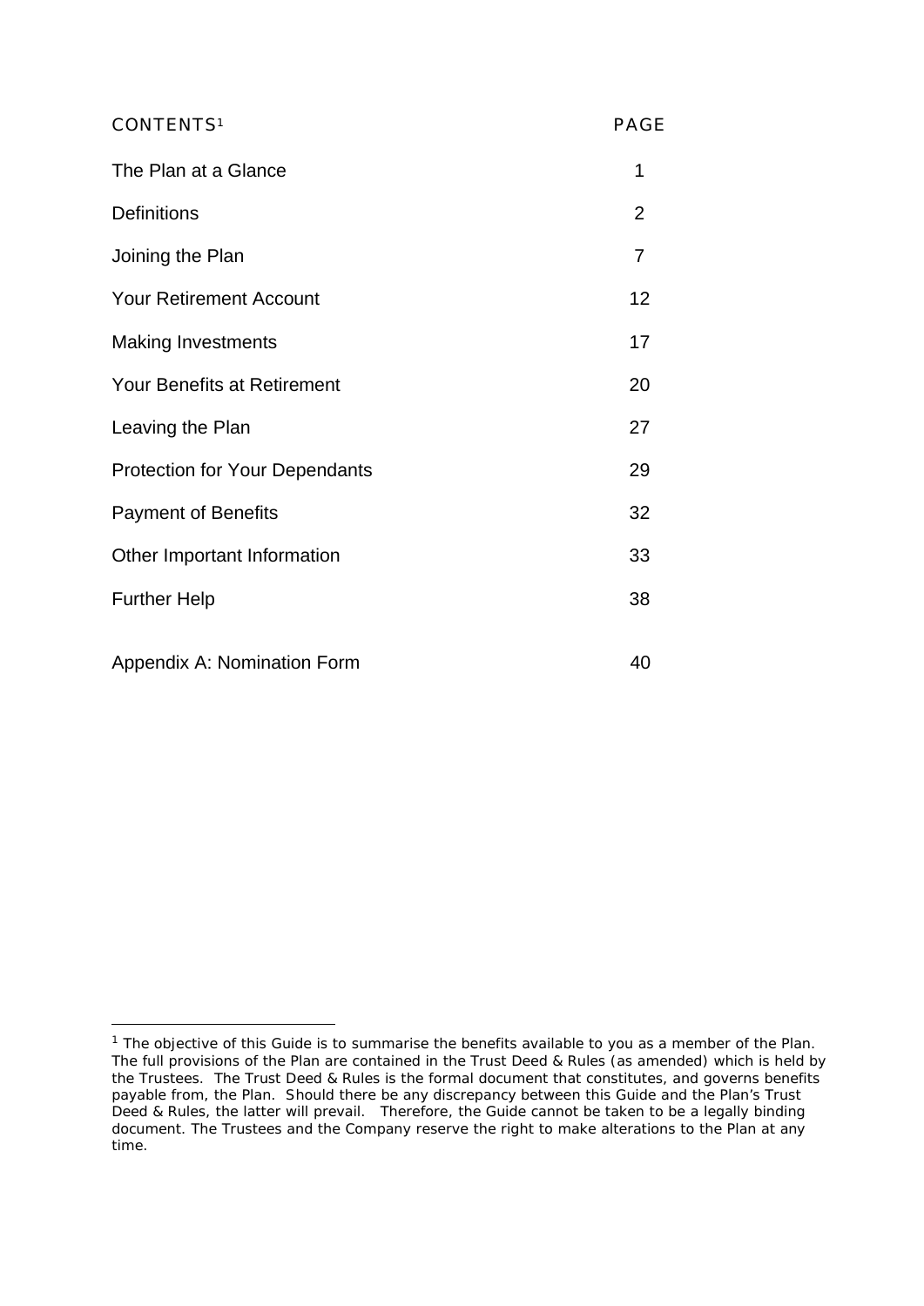| CONTENTS[1] | PAGE |
| --- | --- |
| The Plan at a Glance | 1 |
| Definitions | 2 |
| Joining the Plan | 7 |
| Your Retirement Account | 12 |
| Making Investments | 17 |
| Your Benefits at Retirement | 20 |
| Leaving the Plan | 27 |
| Protection for Your Dependants | 29 |
| Payment of Benefits | 32 |
| Other Important Information | 33 |
| Further Help | 38 |
| Appendix A: Nomination Form | 40 |

[1] The objective of this Guide is to summarise the benefits available to you as a member of the Plan. The full provisions of the Plan are contained in the Trust Deed & Rules (as amended) which is held by the Trustees. The Trust Deed & Rules is the formal document that constitutes, and governs benefits payable from, the Plan. Should there be any discrepancy between this Guide and the Plan's Trust Deed & Rules, the latter will prevail. Therefore, the Guide cannot be taken to be a legally binding document. The Trustees and the Company reserve the right to make alterations to the Plan at any time.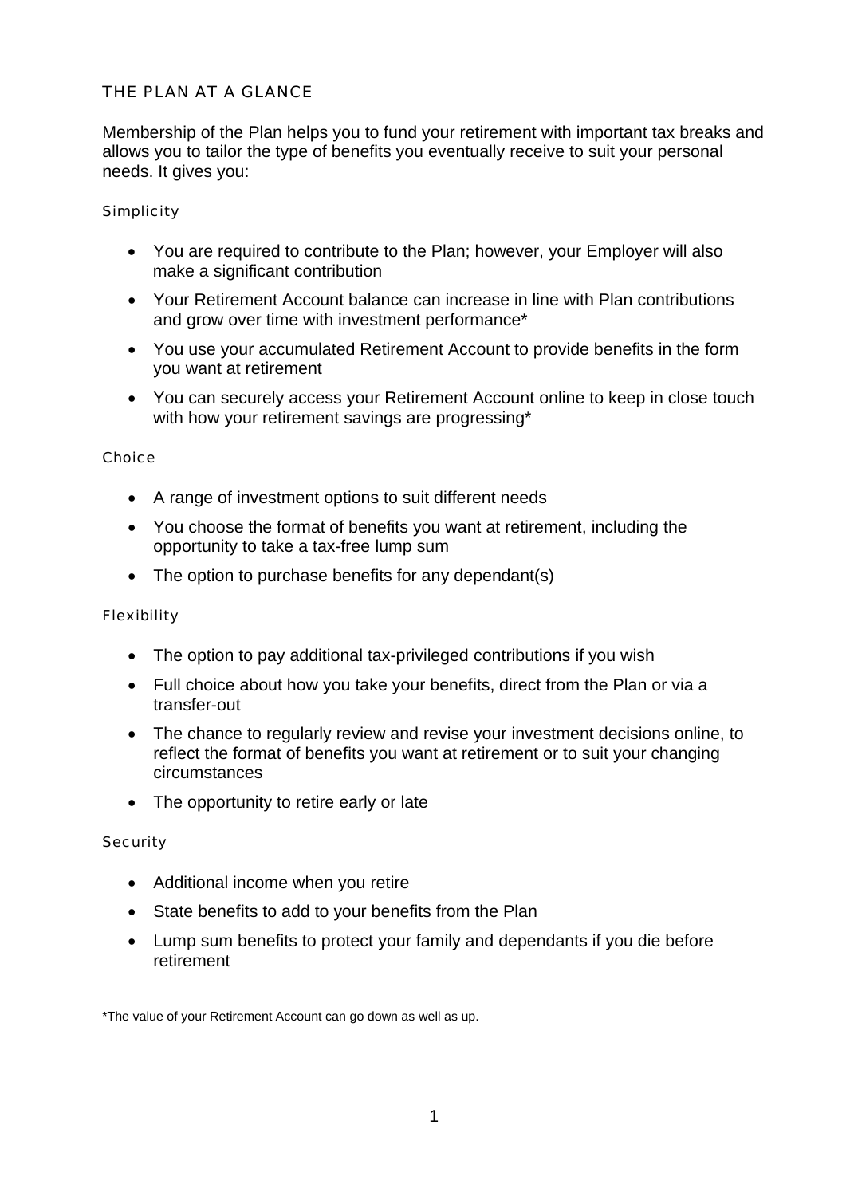## THE PLAN AT A GLANCE

Membership of the Plan helps you to fund your retirement with important tax breaks and allows you to tailor the type of benefits you eventually receive to suit your personal needs. It gives you:

### Simplicity

- You are required to contribute to the Plan; however, your Employer will also make a significant contribution
- Your Retirement Account balance can increase in line with Plan contributions and grow over time with investment performance*
- You use your accumulated Retirement Account to provide benefits in the form you want at retirement
- You can securely access your Retirement Account online to keep in close touch with how your retirement savings are progressing*

### Choice

- A range of investment options to suit different needs
- You choose the format of benefits you want at retirement, including the opportunity to take a tax-free lump sum
- The option to purchase benefits for any dependant(s)

### Flexibility

- The option to pay additional tax-privileged contributions if you wish
- Full choice about how you take your benefits, direct from the Plan or via a transfer-out
- The chance to regularly review and revise your investment decisions online, to reflect the format of benefits you want at retirement or to suit your changing circumstances
- The opportunity to retire early or late

### Security

- Additional income when you retire
- State benefits to add to your benefits from the Plan
- Lump sum benefits to protect your family and dependants if you die before retirement

*The value of your Retirement Account can go down as well as up.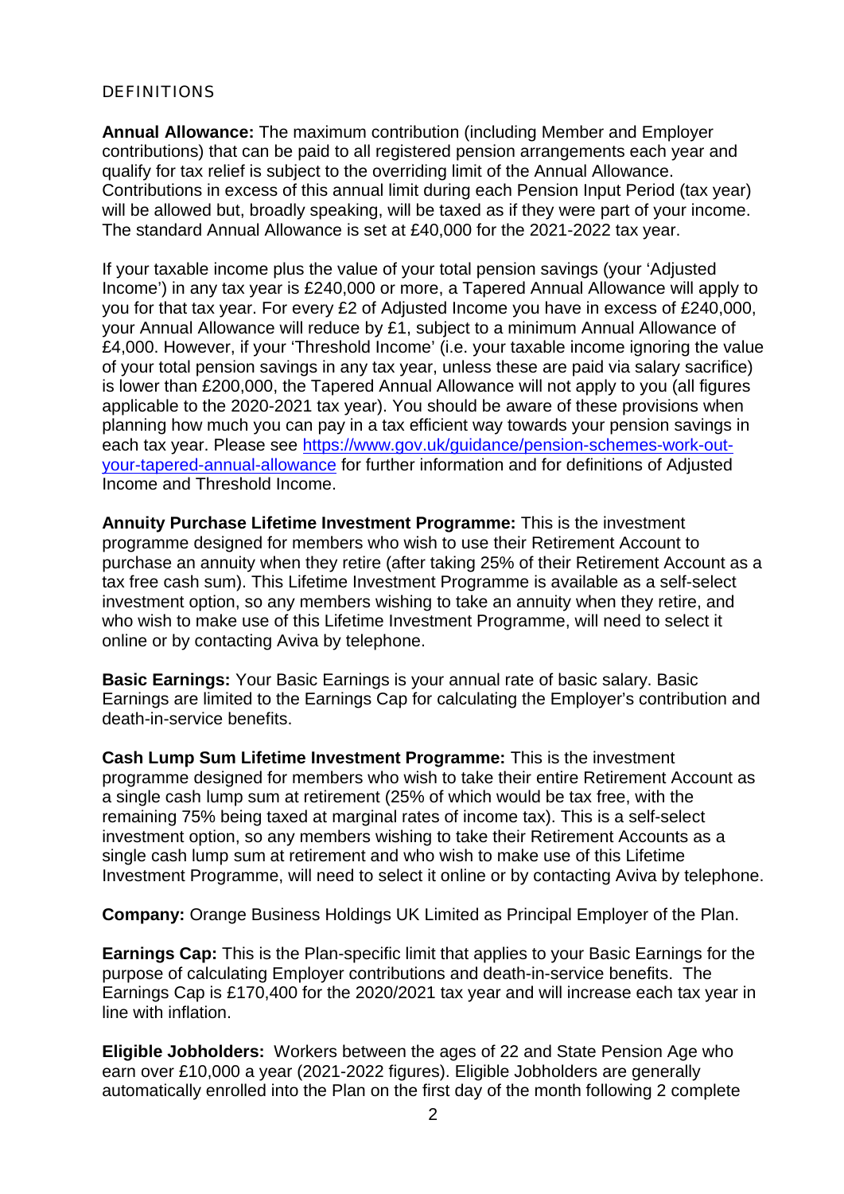## DEFINITIONS

**Annual Allowance:** The maximum contribution (including Member and Employer contributions) that can be paid to all registered pension arrangements each year and qualify for tax relief is subject to the overriding limit of the Annual Allowance. Contributions in excess of this annual limit during each Pension Input Period (tax year) will be allowed but, broadly speaking, will be taxed as if they were part of your income. The standard Annual Allowance is set at £40,000 for the 2021-2022 tax year.

If your taxable income plus the value of your total pension savings (your 'Adjusted Income') in any tax year is £240,000 or more, a Tapered Annual Allowance will apply to you for that tax year. For every £2 of Adjusted Income you have in excess of £240,000, your Annual Allowance will reduce by £1, subject to a minimum Annual Allowance of £4,000. However, if your 'Threshold Income' (i.e. your taxable income ignoring the value of your total pension savings in any tax year, unless these are paid via salary sacrifice) is lower than £200,000, the Tapered Annual Allowance will not apply to you (all figures applicable to the 2020-2021 tax year). You should be aware of these provisions when planning how much you can pay in a tax efficient way towards your pension savings in each tax year. Please see [https://www.gov.uk/guidance/pension-schemes-work-out-your-tapered-annual-allowance](https://www.gov.uk/guidance/pension-schemes-work-out-your-tapered-annual-allowance) for further information and for definitions of Adjusted Income and Threshold Income.

**Annuity Purchase Lifetime Investment Programme:** This is the investment programme designed for members who wish to use their Retirement Account to purchase an annuity when they retire (after taking 25% of their Retirement Account as a tax free cash sum). This Lifetime Investment Programme is available as a self-select investment option, so any members wishing to take an annuity when they retire, and who wish to make use of this Lifetime Investment Programme, will need to select it online or by contacting Aviva by telephone.

**Basic Earnings:** Your Basic Earnings is your annual rate of basic salary. Basic Earnings are limited to the Earnings Cap for calculating the Employer's contribution and death-in-service benefits.

**Cash Lump Sum Lifetime Investment Programme:** This is the investment programme designed for members who wish to take their entire Retirement Account as a single cash lump sum at retirement (25% of which would be tax free, with the remaining 75% being taxed at marginal rates of income tax). This is a self-select investment option, so any members wishing to take their Retirement Accounts as a single cash lump sum at retirement and who wish to make use of this Lifetime Investment Programme, will need to select it online or by contacting Aviva by telephone.

**Company:** Orange Business Holdings UK Limited as Principal Employer of the Plan.

**Earnings Cap:** This is the Plan-specific limit that applies to your Basic Earnings for the purpose of calculating Employer contributions and death-in-service benefits. The Earnings Cap is £170,400 for the 2020/2021 tax year and will increase each tax year in line with inflation.

**Eligible Jobholders:** Workers between the ages of 22 and State Pension Age who earn over £10,000 a year (2021-2022 figures). Eligible Jobholders are generally automatically enrolled into the Plan on the first day of the month following 2 complete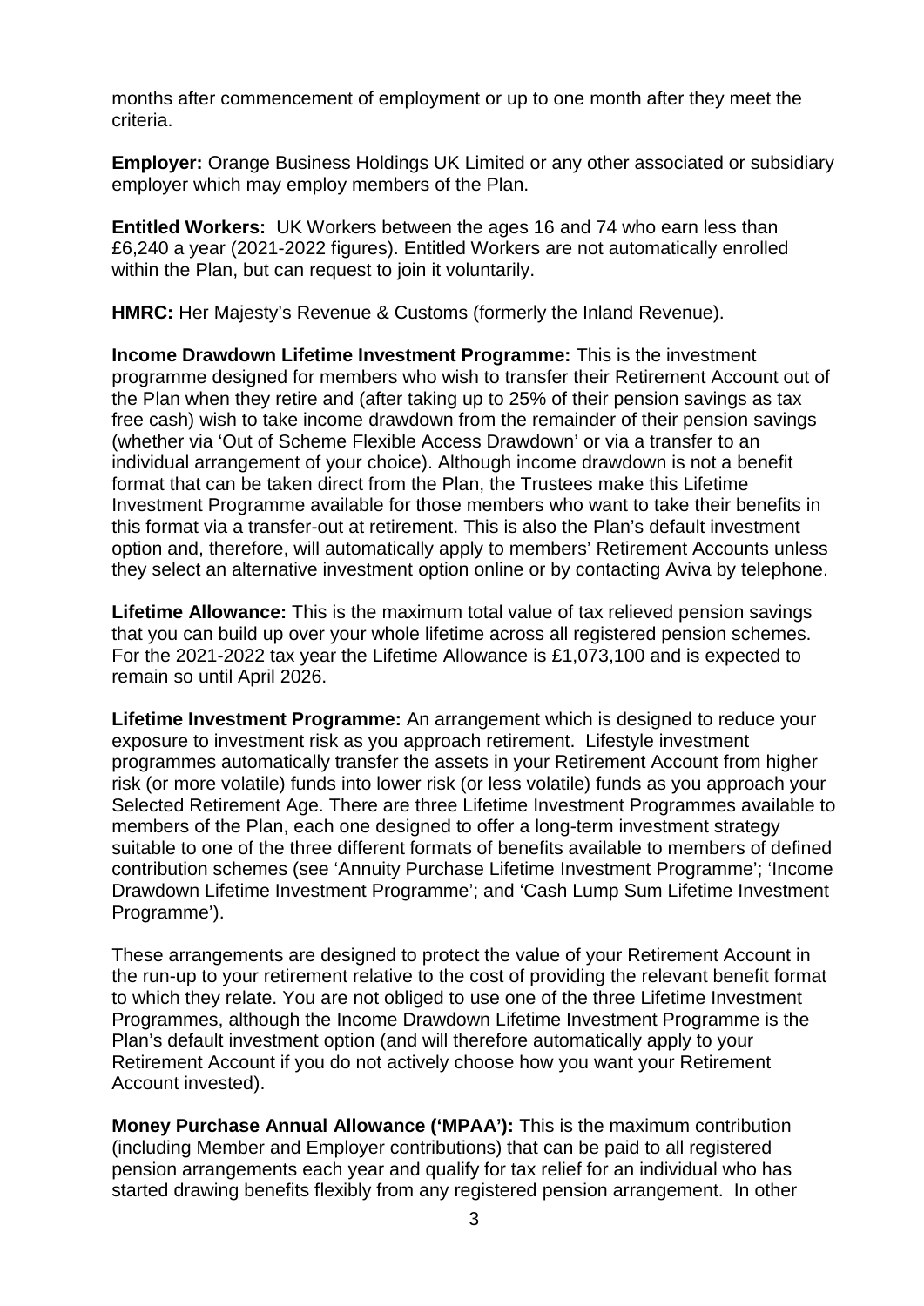months after commencement of employment or up to one month after they meet the criteria.

**Employer:** Orange Business Holdings UK Limited or any other associated or subsidiary employer which may employ members of the Plan.

**Entitled Workers:** UK Workers between the ages 16 and 74 who earn less than £6,240 a year (2021-2022 figures). Entitled Workers are not automatically enrolled within the Plan, but can request to join it voluntarily.

**HMRC:** Her Majesty's Revenue & Customs (formerly the Inland Revenue).

**Income Drawdown Lifetime Investment Programme:** This is the investment programme designed for members who wish to transfer their Retirement Account out of the Plan when they retire and (after taking up to 25% of their pension savings as tax free cash) wish to take income drawdown from the remainder of their pension savings (whether via 'Out of Scheme Flexible Access Drawdown' or via a transfer to an individual arrangement of your choice). Although income drawdown is not a benefit format that can be taken direct from the Plan, the Trustees make this Lifetime Investment Programme available for those members who want to take their benefits in this format via a transfer-out at retirement. This is also the Plan's default investment option and, therefore, will automatically apply to members' Retirement Accounts unless they select an alternative investment option online or by contacting Aviva by telephone.

**Lifetime Allowance:** This is the maximum total value of tax relieved pension savings that you can build up over your whole lifetime across all registered pension schemes. For the 2021-2022 tax year the Lifetime Allowance is £1,073,100 and is expected to remain so until April 2026.

**Lifetime Investment Programme:** An arrangement which is designed to reduce your exposure to investment risk as you approach retirement. Lifestyle investment programmes automatically transfer the assets in your Retirement Account from higher risk (or more volatile) funds into lower risk (or less volatile) funds as you approach your Selected Retirement Age. There are three Lifetime Investment Programmes available to members of the Plan, each one designed to offer a long-term investment strategy suitable to one of the three different formats of benefits available to members of defined contribution schemes (see 'Annuity Purchase Lifetime Investment Programme'; 'Income Drawdown Lifetime Investment Programme'; and 'Cash Lump Sum Lifetime Investment Programme').

These arrangements are designed to protect the value of your Retirement Account in the run-up to your retirement relative to the cost of providing the relevant benefit format to which they relate. You are not obliged to use one of the three Lifetime Investment Programmes, although the Income Drawdown Lifetime Investment Programme is the Plan's default investment option (and will therefore automatically apply to your Retirement Account if you do not actively choose how you want your Retirement Account invested).

**Money Purchase Annual Allowance ('MPAA'):** This is the maximum contribution (including Member and Employer contributions) that can be paid to all registered pension arrangements each year and qualify for tax relief for an individual who has started drawing benefits flexibly from any registered pension arrangement. In other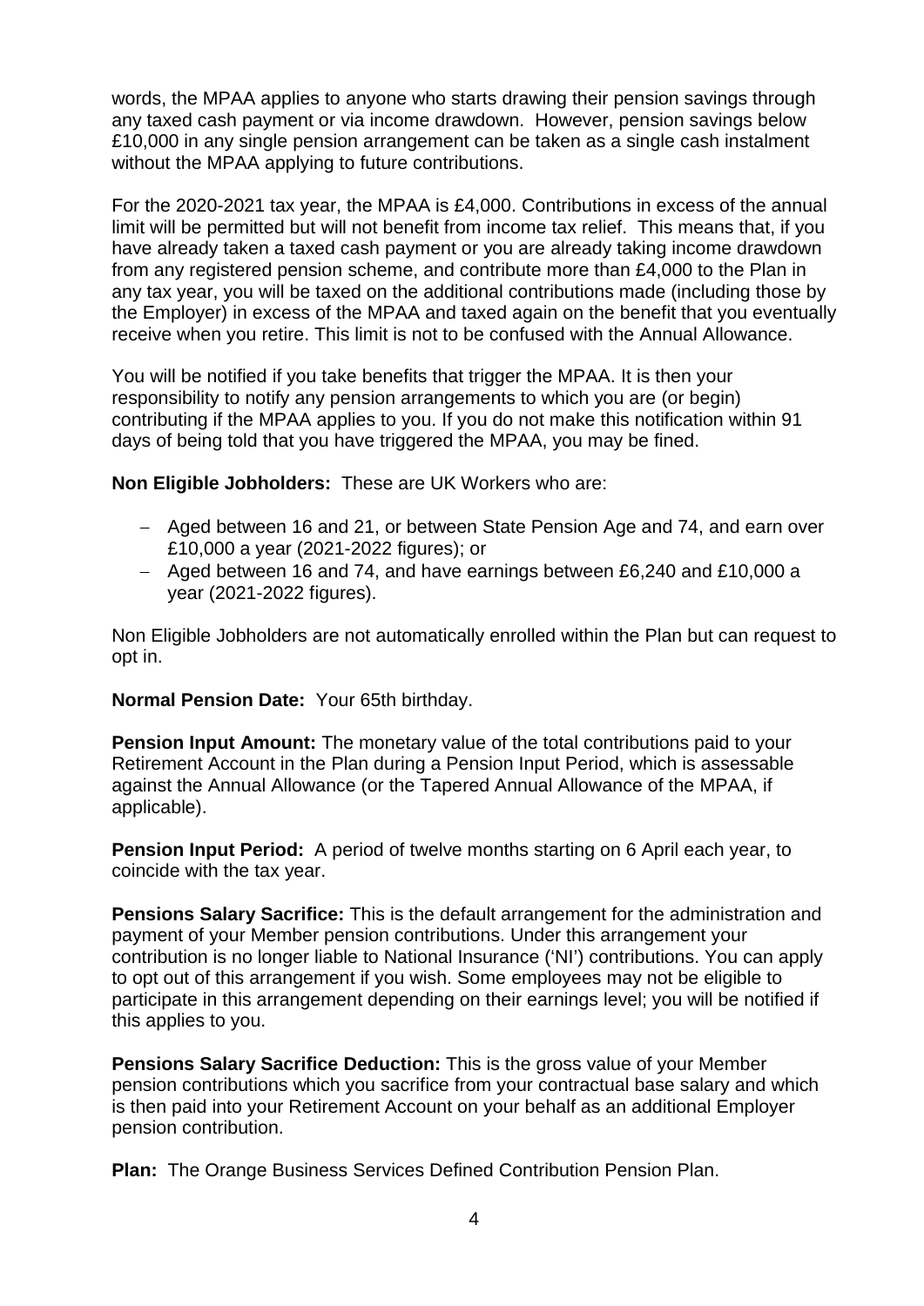words, the MPAA applies to anyone who starts drawing their pension savings through any taxed cash payment or via income drawdown. However, pension savings below £10,000 in any single pension arrangement can be taken as a single cash instalment without the MPAA applying to future contributions.

For the 2020-2021 tax year, the MPAA is £4,000. Contributions in excess of the annual limit will be permitted but will not benefit from income tax relief. This means that, if you have already taken a taxed cash payment or you are already taking income drawdown from any registered pension scheme, and contribute more than £4,000 to the Plan in any tax year, you will be taxed on the additional contributions made (including those by the Employer) in excess of the MPAA and taxed again on the benefit that you eventually receive when you retire. This limit is not to be confused with the Annual Allowance.

You will be notified if you take benefits that trigger the MPAA. It is then your responsibility to notify any pension arrangements to which you are (or begin) contributing if the MPAA applies to you. If you do not make this notification within 91 days of being told that you have triggered the MPAA, you may be fined.

**Non Eligible Jobholders:** These are UK Workers who are:

- Aged between 16 and 21, or between State Pension Age and 74, and earn over £10,000 a year (2021-2022 figures); or
- Aged between 16 and 74, and have earnings between £6,240 and £10,000 a year (2021-2022 figures).

Non Eligible Jobholders are not automatically enrolled within the Plan but can request to opt in.

**Normal Pension Date:** Your 65th birthday.

**Pension Input Amount:** The monetary value of the total contributions paid to your Retirement Account in the Plan during a Pension Input Period, which is assessable against the Annual Allowance (or the Tapered Annual Allowance of the MPAA, if applicable).

**Pension Input Period:** A period of twelve months starting on 6 April each year, to coincide with the tax year.

**Pensions Salary Sacrifice:** This is the default arrangement for the administration and payment of your Member pension contributions. Under this arrangement your contribution is no longer liable to National Insurance ('NI') contributions. You can apply to opt out of this arrangement if you wish. Some employees may not be eligible to participate in this arrangement depending on their earnings level; you will be notified if this applies to you.

**Pensions Salary Sacrifice Deduction:** This is the gross value of your Member pension contributions which you sacrifice from your contractual base salary and which is then paid into your Retirement Account on your behalf as an additional Employer pension contribution.

**Plan:** The Orange Business Services Defined Contribution Pension Plan.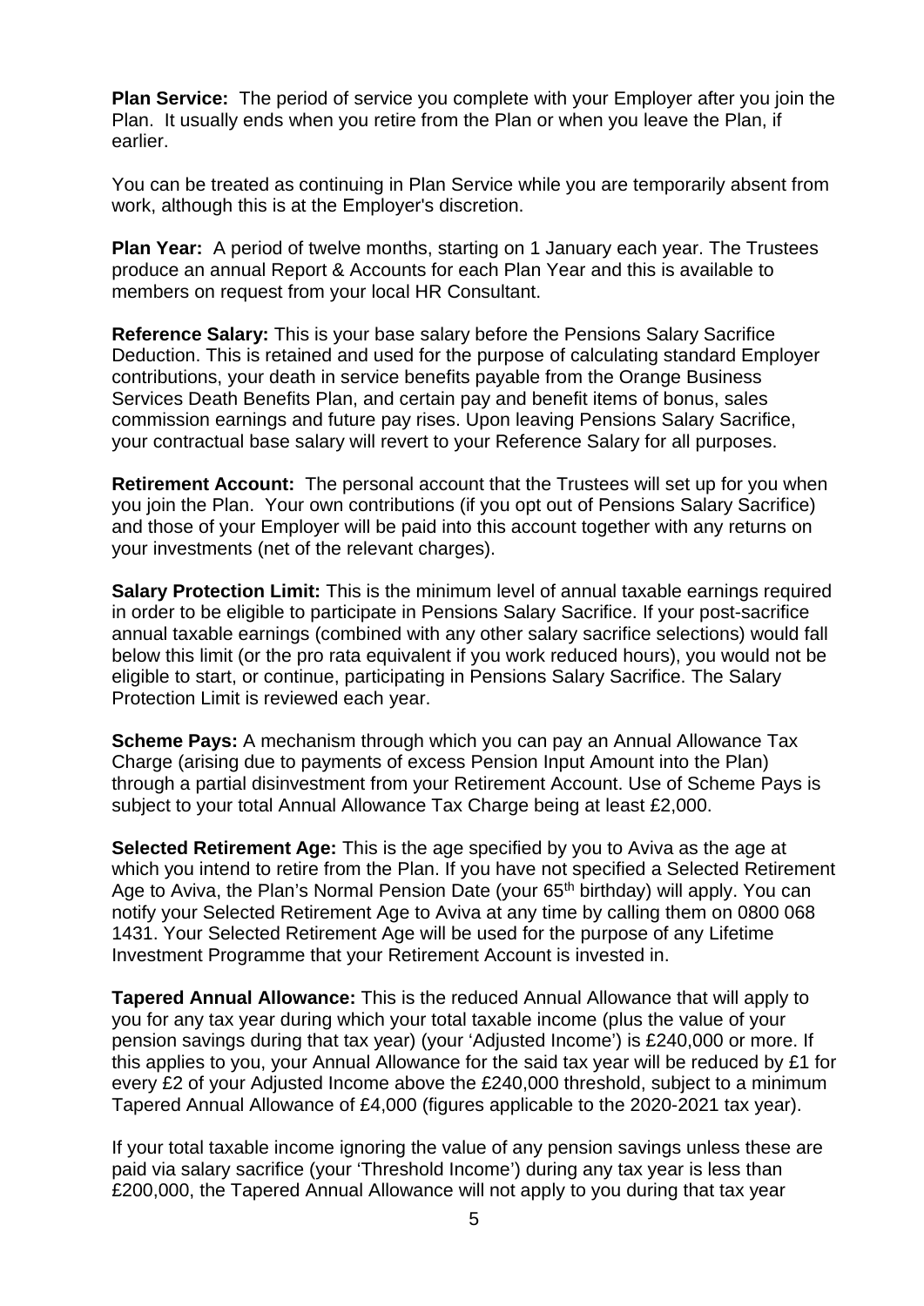**Plan Service:** The period of service you complete with your Employer after you join the Plan. It usually ends when you retire from the Plan or when you leave the Plan, if earlier.

You can be treated as continuing in Plan Service while you are temporarily absent from work, although this is at the Employer's discretion.

**Plan Year:** A period of twelve months, starting on 1 January each year. The Trustees produce an annual Report & Accounts for each Plan Year and this is available to members on request from your local HR Consultant.

**Reference Salary:** This is your base salary before the Pensions Salary Sacrifice Deduction. This is retained and used for the purpose of calculating standard Employer contributions, your death in service benefits payable from the Orange Business Services Death Benefits Plan, and certain pay and benefit items of bonus, sales commission earnings and future pay rises. Upon leaving Pensions Salary Sacrifice, your contractual base salary will revert to your Reference Salary for all purposes.

**Retirement Account:** The personal account that the Trustees will set up for you when you join the Plan. Your own contributions (if you opt out of Pensions Salary Sacrifice) and those of your Employer will be paid into this account together with any returns on your investments (net of the relevant charges).

**Salary Protection Limit:** This is the minimum level of annual taxable earnings required in order to be eligible to participate in Pensions Salary Sacrifice. If your post-sacrifice annual taxable earnings (combined with any other salary sacrifice selections) would fall below this limit (or the pro rata equivalent if you work reduced hours), you would not be eligible to start, or continue, participating in Pensions Salary Sacrifice. The Salary Protection Limit is reviewed each year.

**Scheme Pays:** A mechanism through which you can pay an Annual Allowance Tax Charge (arising due to payments of excess Pension Input Amount into the Plan) through a partial disinvestment from your Retirement Account. Use of Scheme Pays is subject to your total Annual Allowance Tax Charge being at least £2,000.

**Selected Retirement Age:** This is the age specified by you to Aviva as the age at which you intend to retire from the Plan. If you have not specified a Selected Retirement Age to Aviva, the Plan's Normal Pension Date (your 65th birthday) will apply. You can notify your Selected Retirement Age to Aviva at any time by calling them on 0800 068 1431. Your Selected Retirement Age will be used for the purpose of any Lifetime Investment Programme that your Retirement Account is invested in.

**Tapered Annual Allowance:** This is the reduced Annual Allowance that will apply to you for any tax year during which your total taxable income (plus the value of your pension savings during that tax year) (your 'Adjusted Income') is £240,000 or more. If this applies to you, your Annual Allowance for the said tax year will be reduced by £1 for every £2 of your Adjusted Income above the £240,000 threshold, subject to a minimum Tapered Annual Allowance of £4,000 (figures applicable to the 2020-2021 tax year).

If your total taxable income ignoring the value of any pension savings unless these are paid via salary sacrifice (your 'Threshold Income') during any tax year is less than £200,000, the Tapered Annual Allowance will not apply to you during that tax year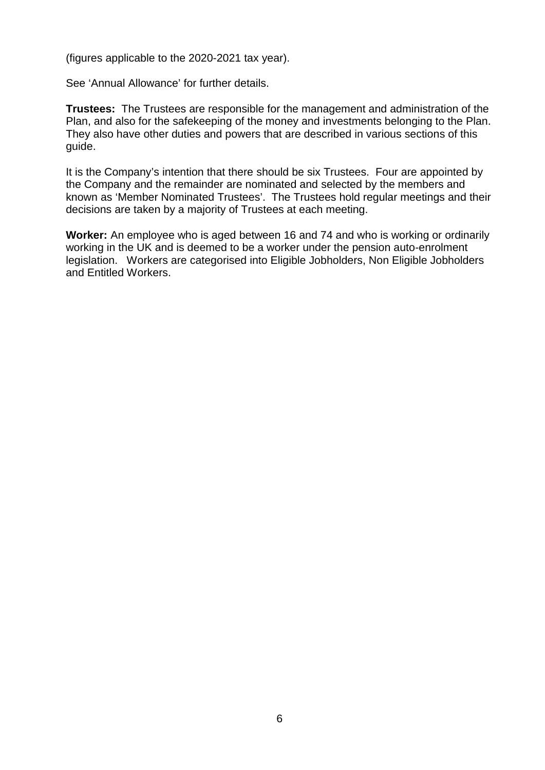(figures applicable to the 2020-2021 tax year).

See 'Annual Allowance' for further details.

**Trustees:** The Trustees are responsible for the management and administration of the Plan, and also for the safekeeping of the money and investments belonging to the Plan. They also have other duties and powers that are described in various sections of this guide.

It is the Company's intention that there should be six Trustees. Four are appointed by the Company and the remainder are nominated and selected by the members and known as 'Member Nominated Trustees'. The Trustees hold regular meetings and their decisions are taken by a majority of Trustees at each meeting.

**Worker:** An employee who is aged between 16 and 74 and who is working or ordinarily working in the UK and is deemed to be a worker under the pension auto-enrolment legislation. Workers are categorised into Eligible Jobholders, Non Eligible Jobholders and Entitled Workers.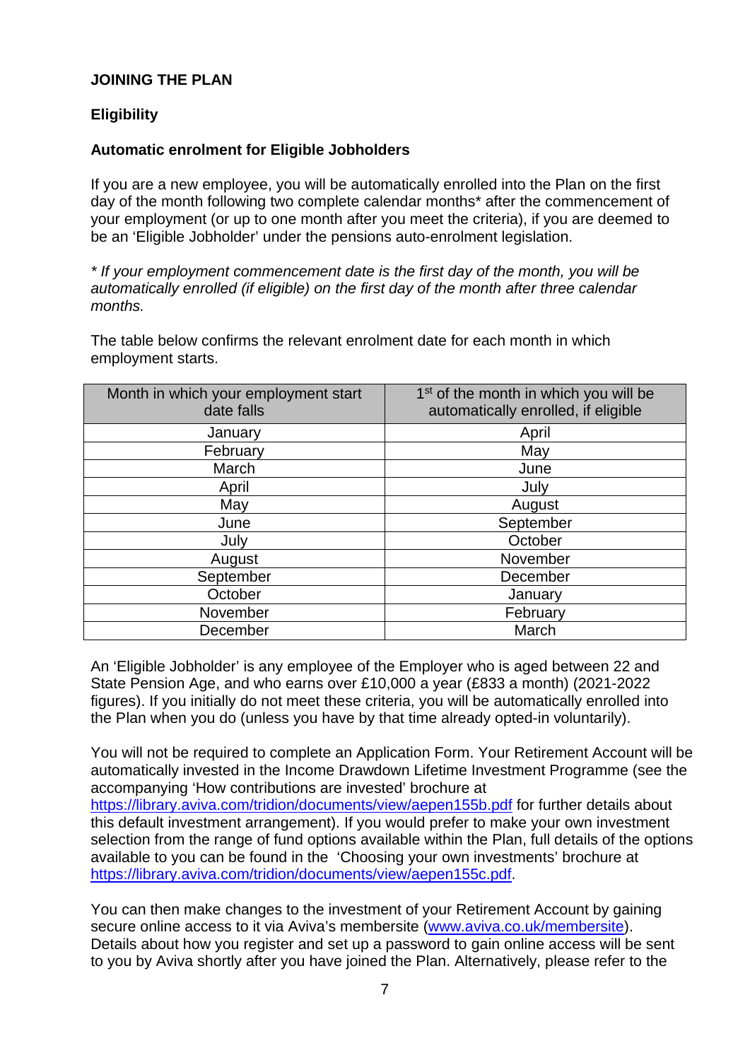**JOINING THE PLAN**

**Eligibility**

**Automatic enrolment for Eligible Jobholders**

If you are a new employee, you will be automatically enrolled into the Plan on the first day of the month following two complete calendar months* after the commencement of your employment (or up to one month after you meet the criteria), if you are deemed to be an 'Eligible Jobholder' under the pensions auto-enrolment legislation.

*\* If your employment commencement date is the first day of the month, you will be automatically enrolled (if eligible) on the first day of the month after three calendar months.*

The table below confirms the relevant enrolment date for each month in which employment starts.

| Month in which your employment start date falls | 1st of the month in which you will be automatically enrolled, if eligible |
|---|---|
| January | April |
| February | May |
| March | June |
| April | July |
| May | August |
| June | September |
| July | October |
| August | November |
| September | December |
| October | January |
| November | February |
| December | March |

An 'Eligible Jobholder' is any employee of the Employer who is aged between 22 and State Pension Age, and who earns over £10,000 a year (£833 a month) (2021-2022 figures). If you initially do not meet these criteria, you will be automatically enrolled into the Plan when you do (unless you have by that time already opted-in voluntarily).

You will not be required to complete an Application Form. Your Retirement Account will be automatically invested in the Income Drawdown Lifetime Investment Programme (see the accompanying 'How contributions are invested' brochure at https://library.aviva.com/tridion/documents/view/aepen155b.pdf for further details about this default investment arrangement). If you would prefer to make your own investment selection from the range of fund options available within the Plan, full details of the options available to you can be found in the 'Choosing your own investments' brochure at https://library.aviva.com/tridion/documents/view/aepen155c.pdf.

You can then make changes to the investment of your Retirement Account by gaining secure online access to it via Aviva's membersite (www.aviva.co.uk/membersite). Details about how you register and set up a password to gain online access will be sent to you by Aviva shortly after you have joined the Plan. Alternatively, please refer to the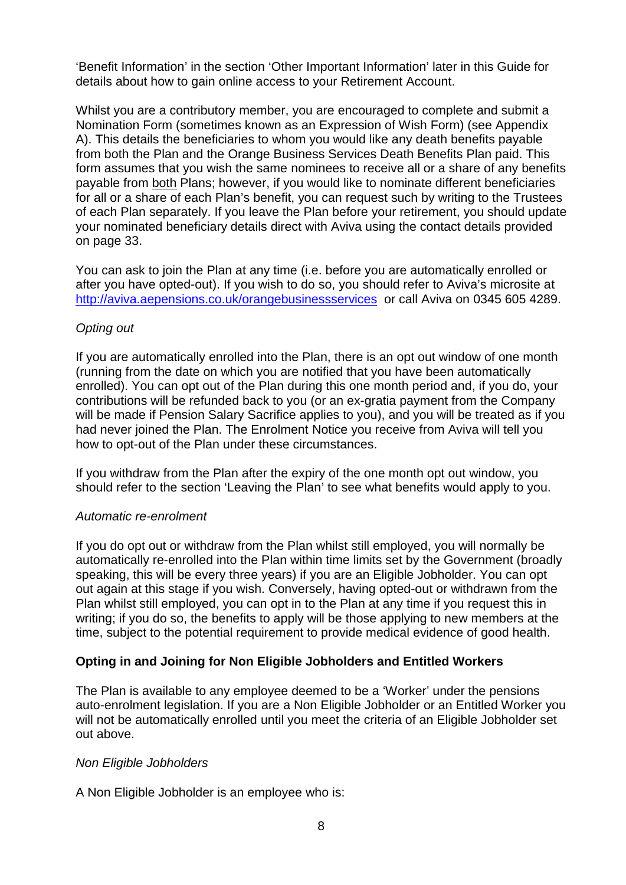'Benefit Information' in the section 'Other Important Information' later in this Guide for details about how to gain online access to your Retirement Account.

Whilst you are a contributory member, you are encouraged to complete and submit a Nomination Form (sometimes known as an Expression of Wish Form) (see Appendix A). This details the beneficiaries to whom you would like any death benefits payable from both the Plan and the Orange Business Services Death Benefits Plan paid. This form assumes that you wish the same nominees to receive all or a share of any benefits payable from both Plans; however, if you would like to nominate different beneficiaries for all or a share of each Plan's benefit, you can request such by writing to the Trustees of each Plan separately. If you leave the Plan before your retirement, you should update your nominated beneficiary details direct with Aviva using the contact details provided on page 33.

You can ask to join the Plan at any time (i.e. before you are automatically enrolled or after you have opted-out). If you wish to do so, you should refer to Aviva's microsite at http://aviva.aepensions.co.uk/orangebusinessservices or call Aviva on 0345 605 4289.

*Opting out*

If you are automatically enrolled into the Plan, there is an opt out window of one month (running from the date on which you are notified that you have been automatically enrolled). You can opt out of the Plan during this one month period and, if you do, your contributions will be refunded back to you (or an ex-gratia payment from the Company will be made if Pension Salary Sacrifice applies to you), and you will be treated as if you had never joined the Plan. The Enrolment Notice you receive from Aviva will tell you how to opt-out of the Plan under these circumstances.

If you withdraw from the Plan after the expiry of the one month opt out window, you should refer to the section 'Leaving the Plan' to see what benefits would apply to you.

*Automatic re-enrolment*

If you do opt out or withdraw from the Plan whilst still employed, you will normally be automatically re-enrolled into the Plan within time limits set by the Government (broadly speaking, this will be every three years) if you are an Eligible Jobholder. You can opt out again at this stage if you wish. Conversely, having opted-out or withdrawn from the Plan whilst still employed, you can opt in to the Plan at any time if you request this in writing; if you do so, the benefits to apply will be those applying to new members at the time, subject to the potential requirement to provide medical evidence of good health.

**Opting in and Joining for Non Eligible Jobholders and Entitled Workers**

The Plan is available to any employee deemed to be a 'Worker' under the pensions auto-enrolment legislation. If you are a Non Eligible Jobholder or an Entitled Worker you will not be automatically enrolled until you meet the criteria of an Eligible Jobholder set out above.

*Non Eligible Jobholders*

A Non Eligible Jobholder is an employee who is: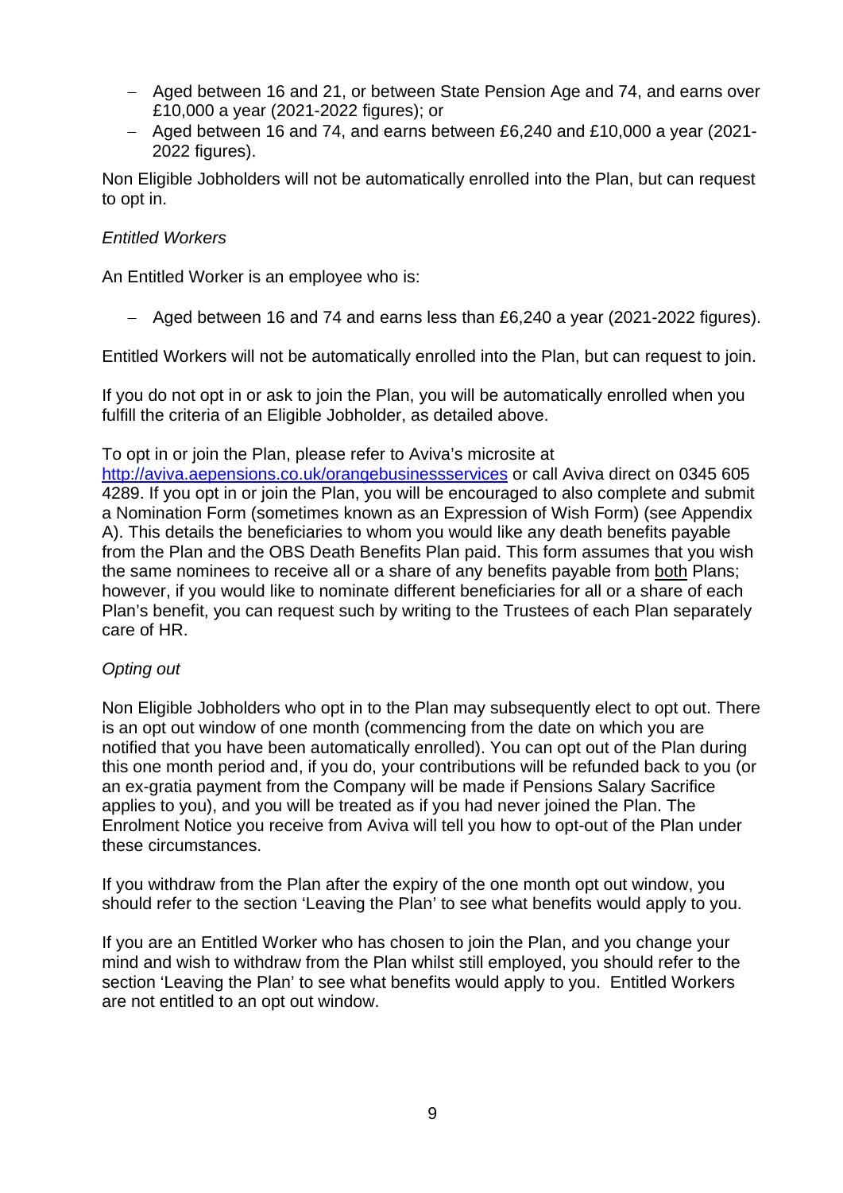- Aged between 16 and 21, or between State Pension Age and 74, and earns over £10,000 a year (2021-2022 figures); or
- Aged between 16 and 74, and earns between £6,240 and £10,000 a year (2021-2022 figures).

Non Eligible Jobholders will not be automatically enrolled into the Plan, but can request to opt in.

*Entitled Workers*

An Entitled Worker is an employee who is:

- Aged between 16 and 74 and earns less than £6,240 a year (2021-2022 figures).

Entitled Workers will not be automatically enrolled into the Plan, but can request to join.

If you do not opt in or ask to join the Plan, you will be automatically enrolled when you fulfill the criteria of an Eligible Jobholder, as detailed above.

To opt in or join the Plan, please refer to Aviva's microsite at [http://aviva.aepensions.co.uk/orangebusinessservices](http://aviva.aepensions.co.uk/orangebusinessservices) or call Aviva direct on 0345 605 4289. If you opt in or join the Plan, you will be encouraged to also complete and submit a Nomination Form (sometimes known as an Expression of Wish Form) (see Appendix A). This details the beneficiaries to whom you would like any death benefits payable from the Plan and the OBS Death Benefits Plan paid. This form assumes that you wish the same nominees to receive all or a share of any benefits payable from <u>both</u> Plans; however, if you would like to nominate different beneficiaries for all or a share of each Plan's benefit, you can request such by writing to the Trustees of each Plan separately care of HR.

*Opting out*

Non Eligible Jobholders who opt in to the Plan may subsequently elect to opt out. There is an opt out window of one month (commencing from the date on which you are notified that you have been automatically enrolled). You can opt out of the Plan during this one month period and, if you do, your contributions will be refunded back to you (or an ex-gratia payment from the Company will be made if Pensions Salary Sacrifice applies to you), and you will be treated as if you had never joined the Plan. The Enrolment Notice you receive from Aviva will tell you how to opt-out of the Plan under these circumstances.

If you withdraw from the Plan after the expiry of the one month opt out window, you should refer to the section 'Leaving the Plan' to see what benefits would apply to you.

If you are an Entitled Worker who has chosen to join the Plan, and you change your mind and wish to withdraw from the Plan whilst still employed, you should refer to the section 'Leaving the Plan' to see what benefits would apply to you. Entitled Workers are not entitled to an opt out window.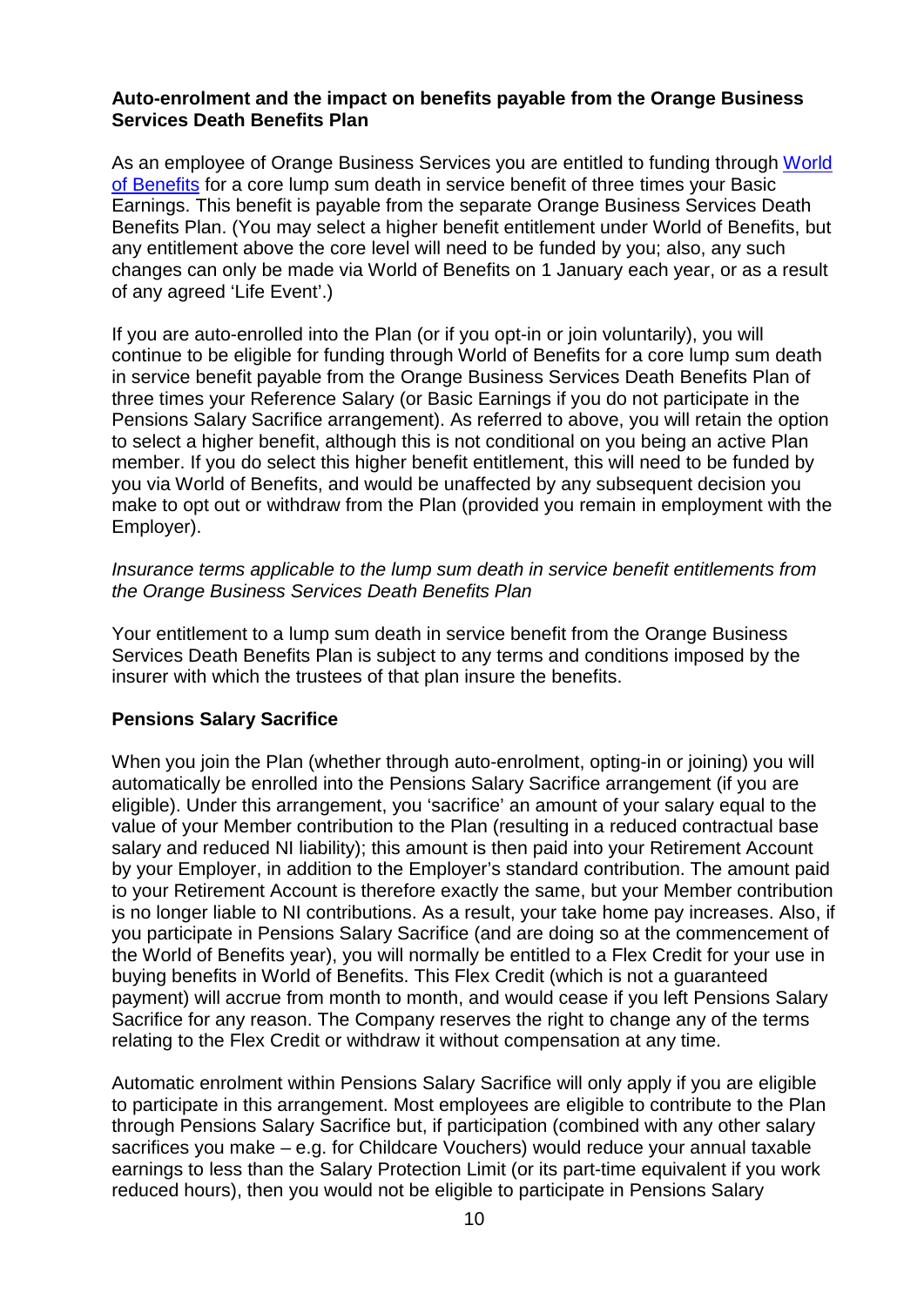**Auto-enrolment and the impact on benefits payable from the Orange Business Services Death Benefits Plan**

As an employee of Orange Business Services you are entitled to funding through World of Benefits for a core lump sum death in service benefit of three times your Basic Earnings. This benefit is payable from the separate Orange Business Services Death Benefits Plan. (You may select a higher benefit entitlement under World of Benefits, but any entitlement above the core level will need to be funded by you; also, any such changes can only be made via World of Benefits on 1 January each year, or as a result of any agreed 'Life Event'.)

If you are auto-enrolled into the Plan (or if you opt-in or join voluntarily), you will continue to be eligible for funding through World of Benefits for a core lump sum death in service benefit payable from the Orange Business Services Death Benefits Plan of three times your Reference Salary (or Basic Earnings if you do not participate in the Pensions Salary Sacrifice arrangement). As referred to above, you will retain the option to select a higher benefit, although this is not conditional on you being an active Plan member. If you do select this higher benefit entitlement, this will need to be funded by you via World of Benefits, and would be unaffected by any subsequent decision you make to opt out or withdraw from the Plan (provided you remain in employment with the Employer).

*Insurance terms applicable to the lump sum death in service benefit entitlements from the Orange Business Services Death Benefits Plan*

Your entitlement to a lump sum death in service benefit from the Orange Business Services Death Benefits Plan is subject to any terms and conditions imposed by the insurer with which the trustees of that plan insure the benefits.

**Pensions Salary Sacrifice**

When you join the Plan (whether through auto-enrolment, opting-in or joining) you will automatically be enrolled into the Pensions Salary Sacrifice arrangement (if you are eligible). Under this arrangement, you 'sacrifice' an amount of your salary equal to the value of your Member contribution to the Plan (resulting in a reduced contractual base salary and reduced NI liability); this amount is then paid into your Retirement Account by your Employer, in addition to the Employer's standard contribution. The amount paid to your Retirement Account is therefore exactly the same, but your Member contribution is no longer liable to NI contributions. As a result, your take home pay increases. Also, if you participate in Pensions Salary Sacrifice (and are doing so at the commencement of the World of Benefits year), you will normally be entitled to a Flex Credit for your use in buying benefits in World of Benefits. This Flex Credit (which is not a guaranteed payment) will accrue from month to month, and would cease if you left Pensions Salary Sacrifice for any reason. The Company reserves the right to change any of the terms relating to the Flex Credit or withdraw it without compensation at any time.

Automatic enrolment within Pensions Salary Sacrifice will only apply if you are eligible to participate in this arrangement. Most employees are eligible to contribute to the Plan through Pensions Salary Sacrifice but, if participation (combined with any other salary sacrifices you make – e.g. for Childcare Vouchers) would reduce your annual taxable earnings to less than the Salary Protection Limit (or its part-time equivalent if you work reduced hours), then you would not be eligible to participate in Pensions Salary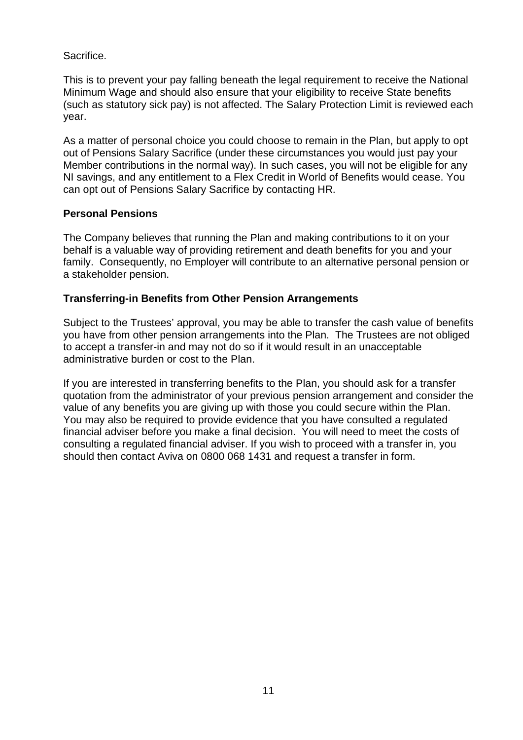Sacrifice.

This is to prevent your pay falling beneath the legal requirement to receive the National Minimum Wage and should also ensure that your eligibility to receive State benefits (such as statutory sick pay) is not affected. The Salary Protection Limit is reviewed each year.

As a matter of personal choice you could choose to remain in the Plan, but apply to opt out of Pensions Salary Sacrifice (under these circumstances you would just pay your Member contributions in the normal way). In such cases, you will not be eligible for any NI savings, and any entitlement to a Flex Credit in World of Benefits would cease. You can opt out of Pensions Salary Sacrifice by contacting HR.

**Personal Pensions**

The Company believes that running the Plan and making contributions to it on your behalf is a valuable way of providing retirement and death benefits for you and your family. Consequently, no Employer will contribute to an alternative personal pension or a stakeholder pension.

**Transferring-in Benefits from Other Pension Arrangements**

Subject to the Trustees' approval, you may be able to transfer the cash value of benefits you have from other pension arrangements into the Plan. The Trustees are not obliged to accept a transfer-in and may not do so if it would result in an unacceptable administrative burden or cost to the Plan.

If you are interested in transferring benefits to the Plan, you should ask for a transfer quotation from the administrator of your previous pension arrangement and consider the value of any benefits you are giving up with those you could secure within the Plan. You may also be required to provide evidence that you have consulted a regulated financial adviser before you make a final decision. You will need to meet the costs of consulting a regulated financial adviser. If you wish to proceed with a transfer in, you should then contact Aviva on 0800 068 1431 and request a transfer in form.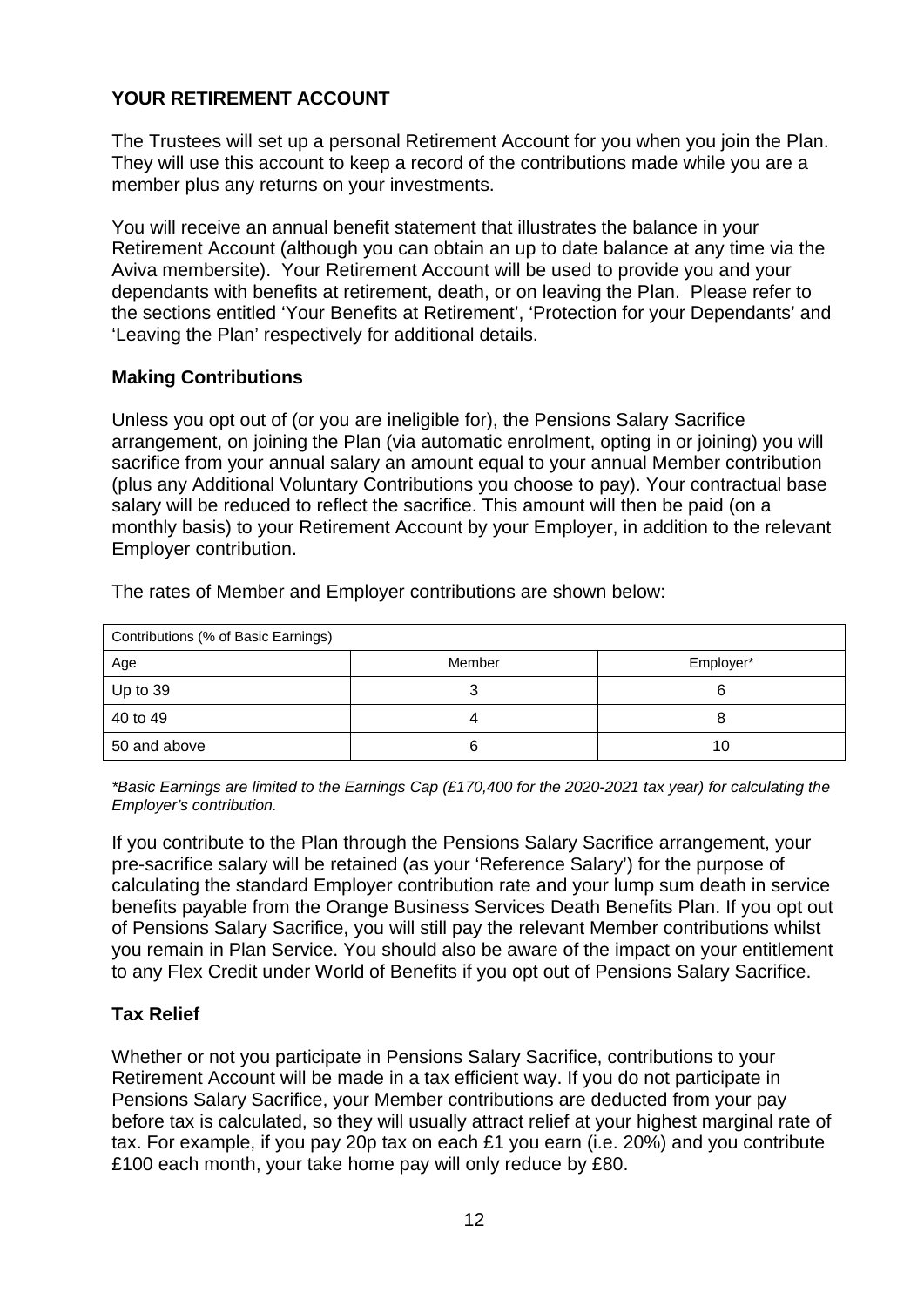## YOUR RETIREMENT ACCOUNT

The Trustees will set up a personal Retirement Account for you when you join the Plan. They will use this account to keep a record of the contributions made while you are a member plus any returns on your investments.

You will receive an annual benefit statement that illustrates the balance in your Retirement Account (although you can obtain an up to date balance at any time via the Aviva membersite). Your Retirement Account will be used to provide you and your dependants with benefits at retirement, death, or on leaving the Plan. Please refer to the sections entitled 'Your Benefits at Retirement', 'Protection for your Dependants' and 'Leaving the Plan' respectively for additional details.

### Making Contributions

Unless you opt out of (or you are ineligible for), the Pensions Salary Sacrifice arrangement, on joining the Plan (via automatic enrolment, opting in or joining) you will sacrifice from your annual salary an amount equal to your annual Member contribution (plus any Additional Voluntary Contributions you choose to pay). Your contractual base salary will be reduced to reflect the sacrifice. This amount will then be paid (on a monthly basis) to your Retirement Account by your Employer, in addition to the relevant Employer contribution.

The rates of Member and Employer contributions are shown below:

| Contributions (% of Basic Earnings) | | |
|---|---|---|
| Age | Member | Employer* |
| Up to 39 | 3 | 6 |
| 40 to 49 | 4 | 8 |
| 50 and above | 6 | 10 |

*\*Basic Earnings are limited to the Earnings Cap (£170,400 for the 2020-2021 tax year) for calculating the Employer's contribution.*

If you contribute to the Plan through the Pensions Salary Sacrifice arrangement, your pre-sacrifice salary will be retained (as your 'Reference Salary') for the purpose of calculating the standard Employer contribution rate and your lump sum death in service benefits payable from the Orange Business Services Death Benefits Plan. If you opt out of Pensions Salary Sacrifice, you will still pay the relevant Member contributions whilst you remain in Plan Service. You should also be aware of the impact on your entitlement to any Flex Credit under World of Benefits if you opt out of Pensions Salary Sacrifice.

### Tax Relief

Whether or not you participate in Pensions Salary Sacrifice, contributions to your Retirement Account will be made in a tax efficient way. If you do not participate in Pensions Salary Sacrifice, your Member contributions are deducted from your pay before tax is calculated, so they will usually attract relief at your highest marginal rate of tax. For example, if you pay 20p tax on each £1 you earn (i.e. 20%) and you contribute £100 each month, your take home pay will only reduce by £80.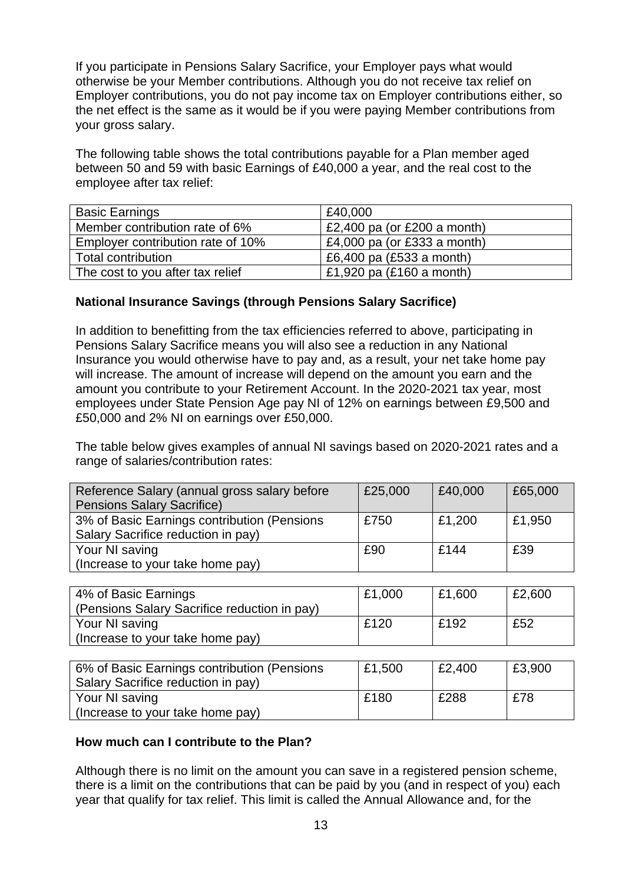If you participate in Pensions Salary Sacrifice, your Employer pays what would otherwise be your Member contributions. Although you do not receive tax relief on Employer contributions, you do not pay income tax on Employer contributions either, so the net effect is the same as it would be if you were paying Member contributions from your gross salary.

The following table shows the total contributions payable for a Plan member aged between 50 and 59 with basic Earnings of £40,000 a year, and the real cost to the employee after tax relief:

| Basic Earnings | £40,000 |
|---|---|
| Member contribution rate of 6% | £2,400 pa (or £200 a month) |
| Employer contribution rate of 10% | £4,000 pa (or £333 a month) |
| Total contribution | £6,400 pa (£533 a month) |
| The cost to you after tax relief | £1,920 pa (£160 a month) |

**National Insurance Savings (through Pensions Salary Sacrifice)**

In addition to benefitting from the tax efficiencies referred to above, participating in Pensions Salary Sacrifice means you will also see a reduction in any National Insurance you would otherwise have to pay and, as a result, your net take home pay will increase. The amount of increase will depend on the amount you earn and the amount you contribute to your Retirement Account. In the 2020-2021 tax year, most employees under State Pension Age pay NI of 12% on earnings between £9,500 and £50,000 and 2% NI on earnings over £50,000.

The table below gives examples of annual NI savings based on 2020-2021 rates and a range of salaries/contribution rates:

| Reference Salary (annual gross salary before Pensions Salary Sacrifice) | £25,000 | £40,000 | £65,000 |
|---|---|---|---|
| 3% of Basic Earnings contribution (Pensions Salary Sacrifice reduction in pay) | £750 | £1,200 | £1,950 |
| Your NI saving (Increase to your take home pay) | £90 | £144 | £39 |
| 4% of Basic Earnings (Pensions Salary Sacrifice reduction in pay) | £1,000 | £1,600 | £2,600 |
| Your NI saving (Increase to your take home pay) | £120 | £192 | £52 |
| 6% of Basic Earnings contribution (Pensions Salary Sacrifice reduction in pay) | £1,500 | £2,400 | £3,900 |
| Your NI saving (Increase to your take home pay) | £180 | £288 | £78 |

**How much can I contribute to the Plan?**

Although there is no limit on the amount you can save in a registered pension scheme, there is a limit on the contributions that can be paid by you (and in respect of you) each year that qualify for tax relief. This limit is called the Annual Allowance and, for the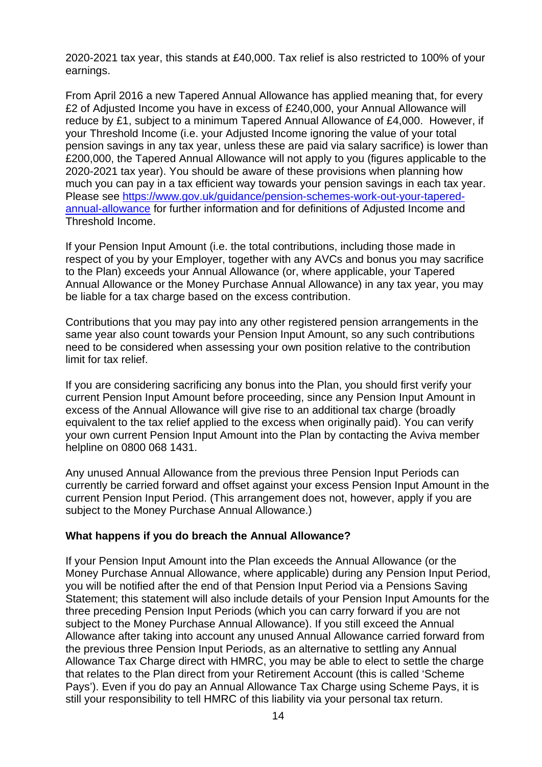2020-2021 tax year, this stands at £40,000. Tax relief is also restricted to 100% of your earnings.

From April 2016 a new Tapered Annual Allowance has applied meaning that, for every £2 of Adjusted Income you have in excess of £240,000, your Annual Allowance will reduce by £1, subject to a minimum Tapered Annual Allowance of £4,000. However, if your Threshold Income (i.e. your Adjusted Income ignoring the value of your total pension savings in any tax year, unless these are paid via salary sacrifice) is lower than £200,000, the Tapered Annual Allowance will not apply to you (figures applicable to the 2020-2021 tax year). You should be aware of these provisions when planning how much you can pay in a tax efficient way towards your pension savings in each tax year. Please see [https://www.gov.uk/guidance/pension-schemes-work-out-your-tapered-annual-allowance](https://www.gov.uk/guidance/pension-schemes-work-out-your-tapered-annual-allowance) for further information and for definitions of Adjusted Income and Threshold Income.

If your Pension Input Amount (i.e. the total contributions, including those made in respect of you by your Employer, together with any AVCs and bonus you may sacrifice to the Plan) exceeds your Annual Allowance (or, where applicable, your Tapered Annual Allowance or the Money Purchase Annual Allowance) in any tax year, you may be liable for a tax charge based on the excess contribution.

Contributions that you may pay into any other registered pension arrangements in the same year also count towards your Pension Input Amount, so any such contributions need to be considered when assessing your own position relative to the contribution limit for tax relief.

If you are considering sacrificing any bonus into the Plan, you should first verify your current Pension Input Amount before proceeding, since any Pension Input Amount in excess of the Annual Allowance will give rise to an additional tax charge (broadly equivalent to the tax relief applied to the excess when originally paid). You can verify your own current Pension Input Amount into the Plan by contacting the Aviva member helpline on 0800 068 1431.

Any unused Annual Allowance from the previous three Pension Input Periods can currently be carried forward and offset against your excess Pension Input Amount in the current Pension Input Period. (This arrangement does not, however, apply if you are subject to the Money Purchase Annual Allowance.)

**What happens if you do breach the Annual Allowance?**

If your Pension Input Amount into the Plan exceeds the Annual Allowance (or the Money Purchase Annual Allowance, where applicable) during any Pension Input Period, you will be notified after the end of that Pension Input Period via a Pensions Saving Statement; this statement will also include details of your Pension Input Amounts for the three preceding Pension Input Periods (which you can carry forward if you are not subject to the Money Purchase Annual Allowance). If you still exceed the Annual Allowance after taking into account any unused Annual Allowance carried forward from the previous three Pension Input Periods, as an alternative to settling any Annual Allowance Tax Charge direct with HMRC, you may be able to elect to settle the charge that relates to the Plan direct from your Retirement Account (this is called 'Scheme Pays'). Even if you do pay an Annual Allowance Tax Charge using Scheme Pays, it is still your responsibility to tell HMRC of this liability via your personal tax return.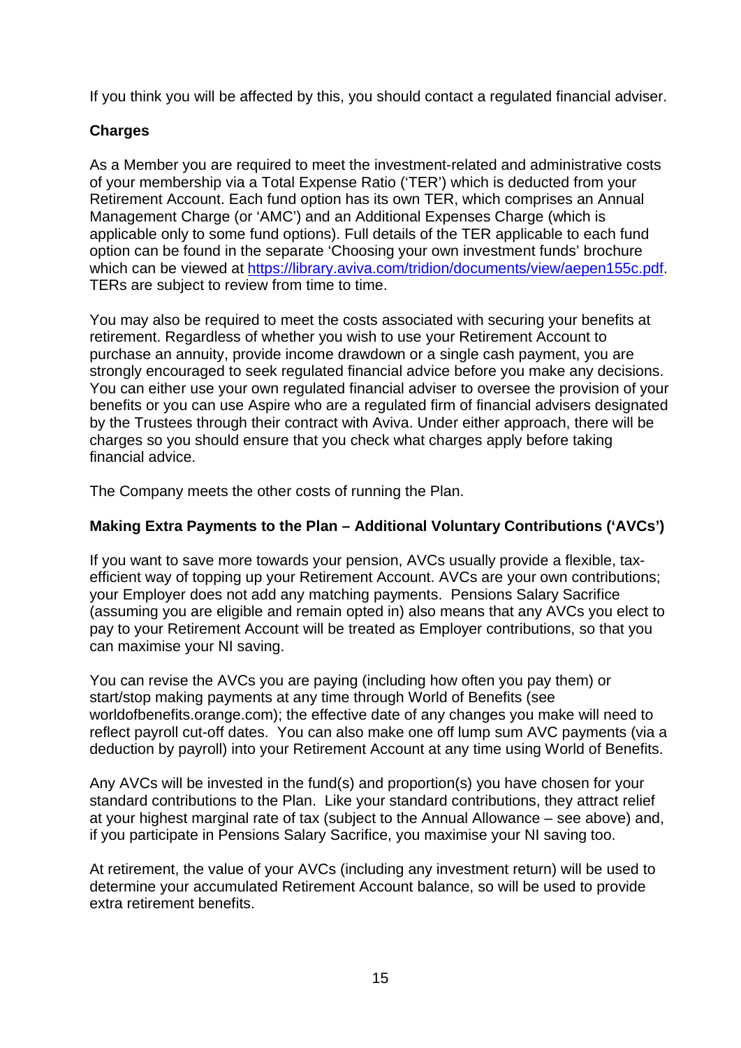If you think you will be affected by this, you should contact a regulated financial adviser.

**Charges**

As a Member you are required to meet the investment-related and administrative costs of your membership via a Total Expense Ratio ('TER') which is deducted from your Retirement Account. Each fund option has its own TER, which comprises an Annual Management Charge (or 'AMC') and an Additional Expenses Charge (which is applicable only to some fund options). Full details of the TER applicable to each fund option can be found in the separate 'Choosing your own investment funds' brochure which can be viewed at https://library.aviva.com/tridion/documents/view/aepen155c.pdf. TERs are subject to review from time to time.

You may also be required to meet the costs associated with securing your benefits at retirement. Regardless of whether you wish to use your Retirement Account to purchase an annuity, provide income drawdown or a single cash payment, you are strongly encouraged to seek regulated financial advice before you make any decisions. You can either use your own regulated financial adviser to oversee the provision of your benefits or you can use Aspire who are a regulated firm of financial advisers designated by the Trustees through their contract with Aviva. Under either approach, there will be charges so you should ensure that you check what charges apply before taking financial advice.

The Company meets the other costs of running the Plan.

**Making Extra Payments to the Plan – Additional Voluntary Contributions ('AVCs')**

If you want to save more towards your pension, AVCs usually provide a flexible, tax-efficient way of topping up your Retirement Account. AVCs are your own contributions; your Employer does not add any matching payments. Pensions Salary Sacrifice (assuming you are eligible and remain opted in) also means that any AVCs you elect to pay to your Retirement Account will be treated as Employer contributions, so that you can maximise your NI saving.

You can revise the AVCs you are paying (including how often you pay them) or start/stop making payments at any time through World of Benefits (see worldofbenefits.orange.com); the effective date of any changes you make will need to reflect payroll cut-off dates. You can also make one off lump sum AVC payments (via a deduction by payroll) into your Retirement Account at any time using World of Benefits.

Any AVCs will be invested in the fund(s) and proportion(s) you have chosen for your standard contributions to the Plan. Like your standard contributions, they attract relief at your highest marginal rate of tax (subject to the Annual Allowance – see above) and, if you participate in Pensions Salary Sacrifice, you maximise your NI saving too.

At retirement, the value of your AVCs (including any investment return) will be used to determine your accumulated Retirement Account balance, so will be used to provide extra retirement benefits.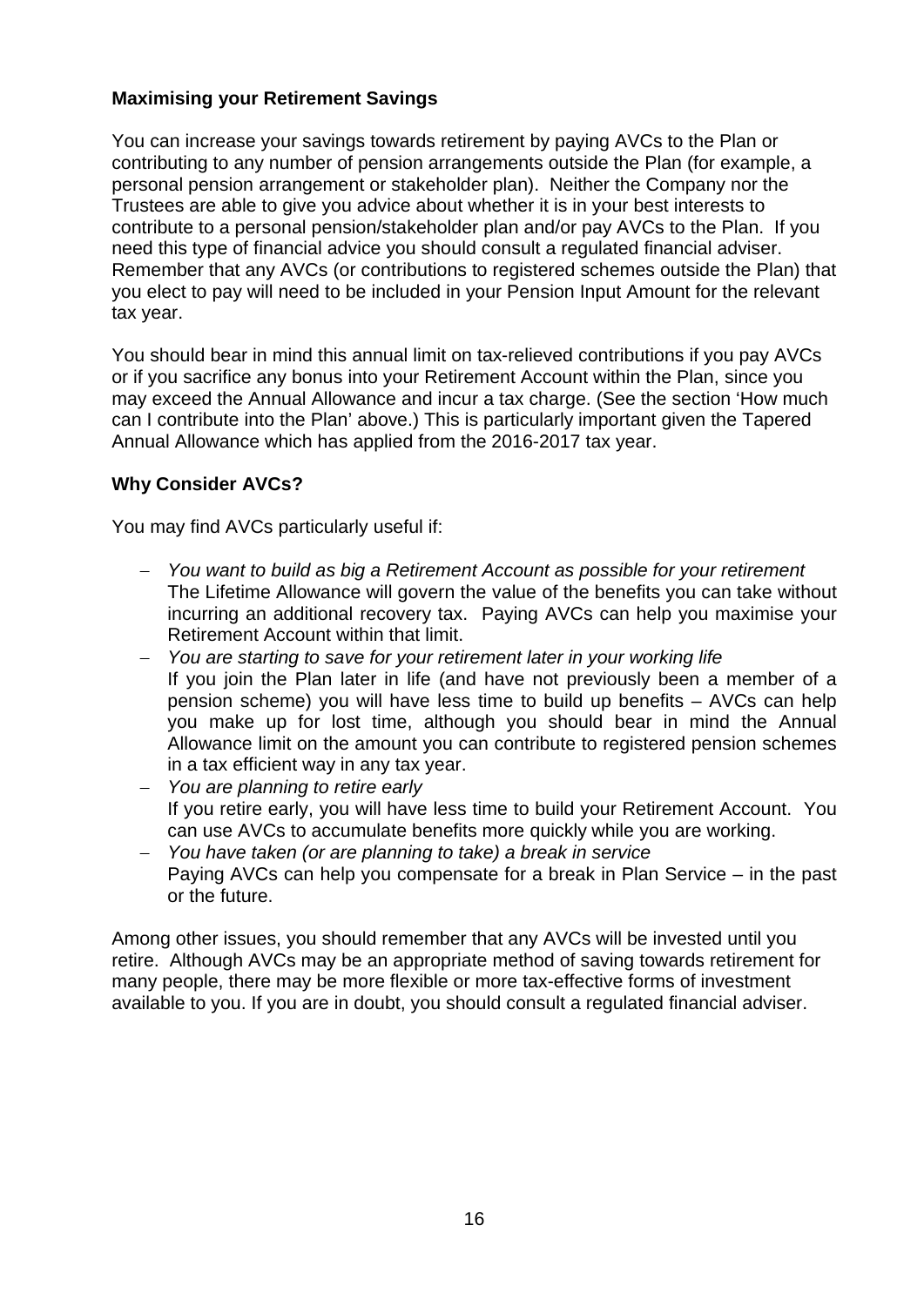**Maximising your Retirement Savings**

You can increase your savings towards retirement by paying AVCs to the Plan or contributing to any number of pension arrangements outside the Plan (for example, a personal pension arrangement or stakeholder plan). Neither the Company nor the Trustees are able to give you advice about whether it is in your best interests to contribute to a personal pension/stakeholder plan and/or pay AVCs to the Plan. If you need this type of financial advice you should consult a regulated financial adviser. Remember that any AVCs (or contributions to registered schemes outside the Plan) that you elect to pay will need to be included in your Pension Input Amount for the relevant tax year.

You should bear in mind this annual limit on tax-relieved contributions if you pay AVCs or if you sacrifice any bonus into your Retirement Account within the Plan, since you may exceed the Annual Allowance and incur a tax charge. (See the section 'How much can I contribute into the Plan' above.) This is particularly important given the Tapered Annual Allowance which has applied from the 2016-2017 tax year.

**Why Consider AVCs?**

You may find AVCs particularly useful if:

- *You want to build as big a Retirement Account as possible for your retirement*
  The Lifetime Allowance will govern the value of the benefits you can take without incurring an additional recovery tax. Paying AVCs can help you maximise your Retirement Account within that limit.
- *You are starting to save for your retirement later in your working life*
  If you join the Plan later in life (and have not previously been a member of a pension scheme) you will have less time to build up benefits – AVCs can help you make up for lost time, although you should bear in mind the Annual Allowance limit on the amount you can contribute to registered pension schemes in a tax efficient way in any tax year.
- *You are planning to retire early*
  If you retire early, you will have less time to build your Retirement Account. You can use AVCs to accumulate benefits more quickly while you are working.
- *You have taken (or are planning to take) a break in service*
  Paying AVCs can help you compensate for a break in Plan Service – in the past or the future.

Among other issues, you should remember that any AVCs will be invested until you retire. Although AVCs may be an appropriate method of saving towards retirement for many people, there may be more flexible or more tax-effective forms of investment available to you. If you are in doubt, you should consult a regulated financial adviser.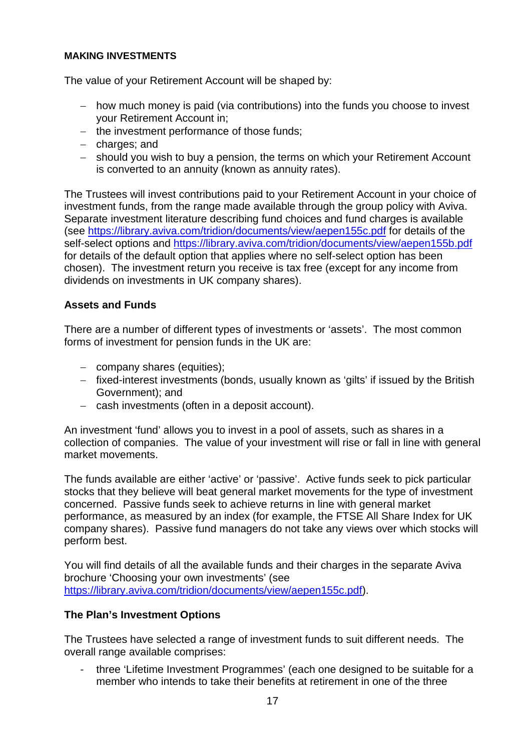**MAKING INVESTMENTS**

The value of your Retirement Account will be shaped by:

- how much money is paid (via contributions) into the funds you choose to invest your Retirement Account in;
- the investment performance of those funds;
- charges; and
- should you wish to buy a pension, the terms on which your Retirement Account is converted to an annuity (known as annuity rates).

The Trustees will invest contributions paid to your Retirement Account in your choice of investment funds, from the range made available through the group policy with Aviva. Separate investment literature describing fund choices and fund charges is available (see https://library.aviva.com/tridion/documents/view/aepen155c.pdf for details of the self-select options and https://library.aviva.com/tridion/documents/view/aepen155b.pdf for details of the default option that applies where no self-select option has been chosen). The investment return you receive is tax free (except for any income from dividends on investments in UK company shares).

**Assets and Funds**

There are a number of different types of investments or 'assets'. The most common forms of investment for pension funds in the UK are:

- company shares (equities);
- fixed-interest investments (bonds, usually known as 'gilts' if issued by the British Government); and
- cash investments (often in a deposit account).

An investment 'fund' allows you to invest in a pool of assets, such as shares in a collection of companies. The value of your investment will rise or fall in line with general market movements.

The funds available are either 'active' or 'passive'. Active funds seek to pick particular stocks that they believe will beat general market movements for the type of investment concerned. Passive funds seek to achieve returns in line with general market performance, as measured by an index (for example, the FTSE All Share Index for UK company shares). Passive fund managers do not take any views over which stocks will perform best.

You will find details of all the available funds and their charges in the separate Aviva brochure 'Choosing your own investments' (see https://library.aviva.com/tridion/documents/view/aepen155c.pdf).

**The Plan's Investment Options**

The Trustees have selected a range of investment funds to suit different needs. The overall range available comprises:

- three 'Lifetime Investment Programmes' (each one designed to be suitable for a member who intends to take their benefits at retirement in one of the three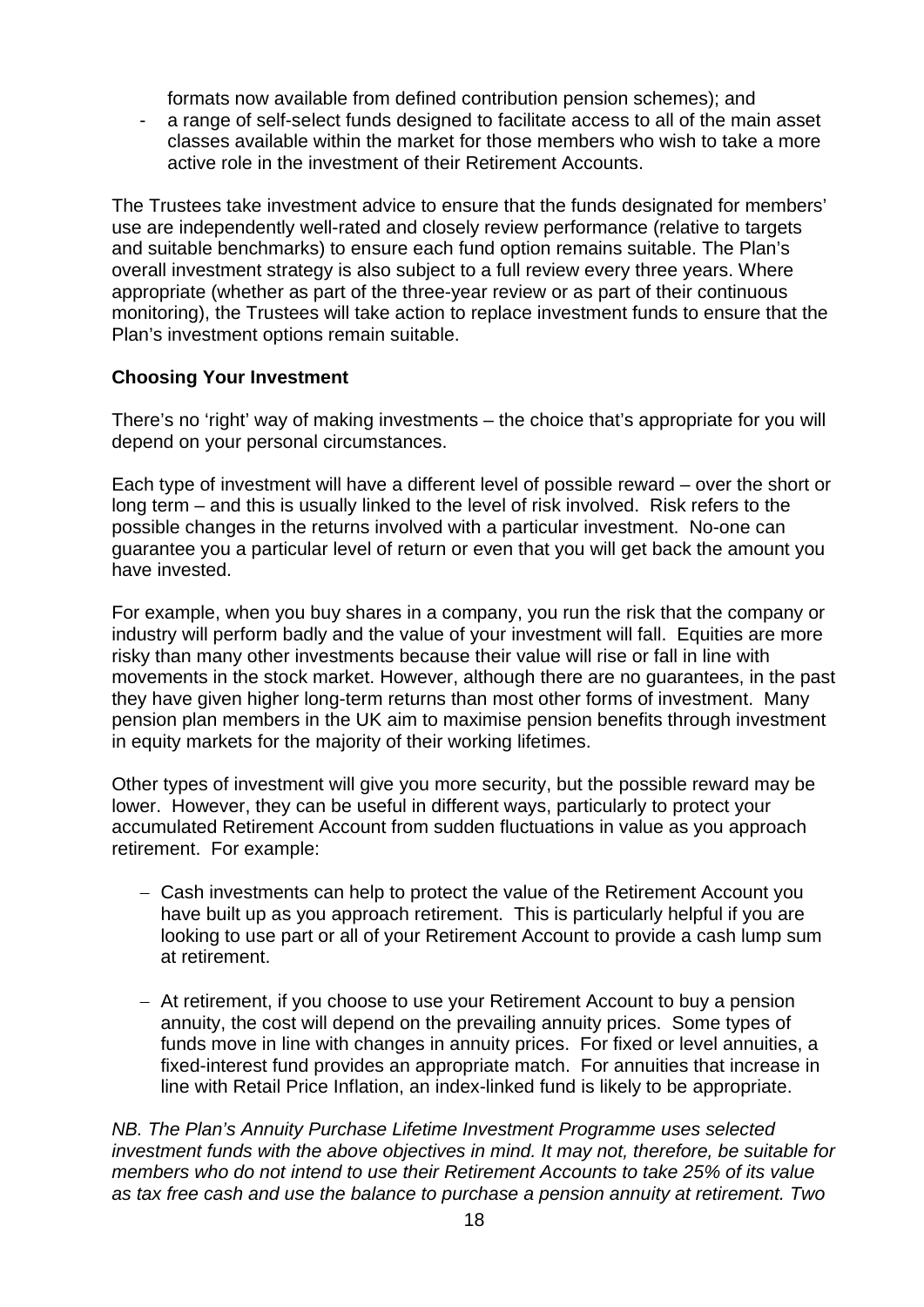formats now available from defined contribution pension schemes); and

- a range of self-select funds designed to facilitate access to all of the main asset classes available within the market for those members who wish to take a more active role in the investment of their Retirement Accounts.

The Trustees take investment advice to ensure that the funds designated for members' use are independently well-rated and closely review performance (relative to targets and suitable benchmarks) to ensure each fund option remains suitable. The Plan's overall investment strategy is also subject to a full review every three years. Where appropriate (whether as part of the three-year review or as part of their continuous monitoring), the Trustees will take action to replace investment funds to ensure that the Plan's investment options remain suitable.

**Choosing Your Investment**

There's no 'right' way of making investments – the choice that's appropriate for you will depend on your personal circumstances.

Each type of investment will have a different level of possible reward – over the short or long term – and this is usually linked to the level of risk involved. Risk refers to the possible changes in the returns involved with a particular investment. No-one can guarantee you a particular level of return or even that you will get back the amount you have invested.

For example, when you buy shares in a company, you run the risk that the company or industry will perform badly and the value of your investment will fall. Equities are more risky than many other investments because their value will rise or fall in line with movements in the stock market. However, although there are no guarantees, in the past they have given higher long-term returns than most other forms of investment. Many pension plan members in the UK aim to maximise pension benefits through investment in equity markets for the majority of their working lifetimes.

Other types of investment will give you more security, but the possible reward may be lower. However, they can be useful in different ways, particularly to protect your accumulated Retirement Account from sudden fluctuations in value as you approach retirement. For example:

- Cash investments can help to protect the value of the Retirement Account you have built up as you approach retirement. This is particularly helpful if you are looking to use part or all of your Retirement Account to provide a cash lump sum at retirement.

- At retirement, if you choose to use your Retirement Account to buy a pension annuity, the cost will depend on the prevailing annuity prices. Some types of funds move in line with changes in annuity prices. For fixed or level annuities, a fixed-interest fund provides an appropriate match. For annuities that increase in line with Retail Price Inflation, an index-linked fund is likely to be appropriate.

*NB. The Plan's Annuity Purchase Lifetime Investment Programme uses selected investment funds with the above objectives in mind. It may not, therefore, be suitable for members who do not intend to use their Retirement Accounts to take 25% of its value as tax free cash and use the balance to purchase a pension annuity at retirement. Two*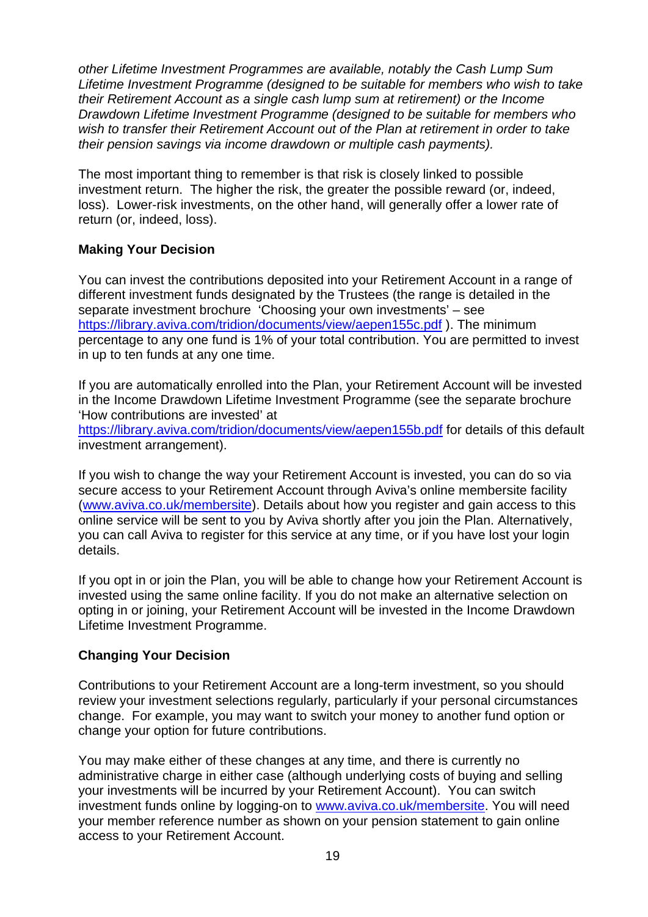*other Lifetime Investment Programmes are available, notably the Cash Lump Sum Lifetime Investment Programme (designed to be suitable for members who wish to take their Retirement Account as a single cash lump sum at retirement) or the Income Drawdown Lifetime Investment Programme (designed to be suitable for members who wish to transfer their Retirement Account out of the Plan at retirement in order to take their pension savings via income drawdown or multiple cash payments).*

The most important thing to remember is that risk is closely linked to possible investment return. The higher the risk, the greater the possible reward (or, indeed, loss). Lower-risk investments, on the other hand, will generally offer a lower rate of return (or, indeed, loss).

**Making Your Decision**

You can invest the contributions deposited into your Retirement Account in a range of different investment funds designated by the Trustees (the range is detailed in the separate investment brochure 'Choosing your own investments' – see [https://library.aviva.com/tridion/documents/view/aepen155c.pdf](https://library.aviva.com/tridion/documents/view/aepen155c.pdf) ). The minimum percentage to any one fund is 1% of your total contribution. You are permitted to invest in up to ten funds at any one time.

If you are automatically enrolled into the Plan, your Retirement Account will be invested in the Income Drawdown Lifetime Investment Programme (see the separate brochure 'How contributions are invested' at [https://library.aviva.com/tridion/documents/view/aepen155b.pdf](https://library.aviva.com/tridion/documents/view/aepen155b.pdf) for details of this default investment arrangement).

If you wish to change the way your Retirement Account is invested, you can do so via secure access to your Retirement Account through Aviva's online membersite facility ([www.aviva.co.uk/membersite](http://www.aviva.co.uk/membersite)). Details about how you register and gain access to this online service will be sent to you by Aviva shortly after you join the Plan. Alternatively, you can call Aviva to register for this service at any time, or if you have lost your login details.

If you opt in or join the Plan, you will be able to change how your Retirement Account is invested using the same online facility. If you do not make an alternative selection on opting in or joining, your Retirement Account will be invested in the Income Drawdown Lifetime Investment Programme.

**Changing Your Decision**

Contributions to your Retirement Account are a long-term investment, so you should review your investment selections regularly, particularly if your personal circumstances change. For example, you may want to switch your money to another fund option or change your option for future contributions.

You may make either of these changes at any time, and there is currently no administrative charge in either case (although underlying costs of buying and selling your investments will be incurred by your Retirement Account). You can switch investment funds online by logging-on to [www.aviva.co.uk/membersite](http://www.aviva.co.uk/membersite). You will need your member reference number as shown on your pension statement to gain online access to your Retirement Account.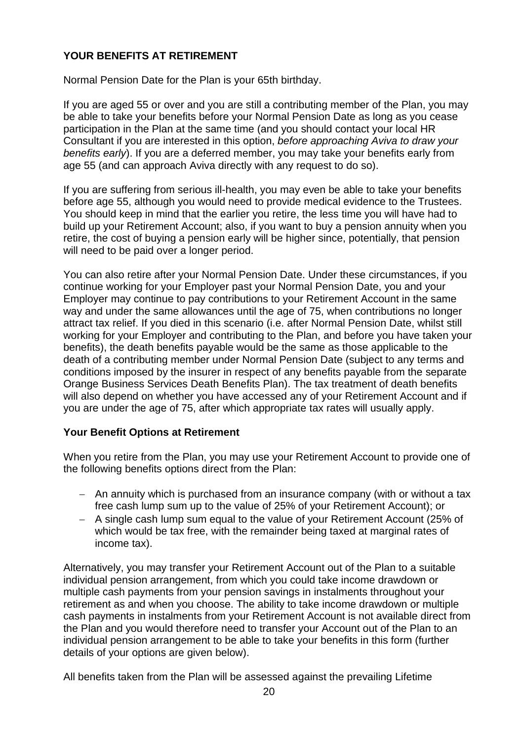**YOUR BENEFITS AT RETIREMENT**

Normal Pension Date for the Plan is your 65th birthday.

If you are aged 55 or over and you are still a contributing member of the Plan, you may be able to take your benefits before your Normal Pension Date as long as you cease participation in the Plan at the same time (and you should contact your local HR Consultant if you are interested in this option, *before approaching Aviva to draw your benefits early*). If you are a deferred member, you may take your benefits early from age 55 (and can approach Aviva directly with any request to do so).

If you are suffering from serious ill-health, you may even be able to take your benefits before age 55, although you would need to provide medical evidence to the Trustees. You should keep in mind that the earlier you retire, the less time you will have had to build up your Retirement Account; also, if you want to buy a pension annuity when you retire, the cost of buying a pension early will be higher since, potentially, that pension will need to be paid over a longer period.

You can also retire after your Normal Pension Date. Under these circumstances, if you continue working for your Employer past your Normal Pension Date, you and your Employer may continue to pay contributions to your Retirement Account in the same way and under the same allowances until the age of 75, when contributions no longer attract tax relief. If you died in this scenario (i.e. after Normal Pension Date, whilst still working for your Employer and contributing to the Plan, and before you have taken your benefits), the death benefits payable would be the same as those applicable to the death of a contributing member under Normal Pension Date (subject to any terms and conditions imposed by the insurer in respect of any benefits payable from the separate Orange Business Services Death Benefits Plan). The tax treatment of death benefits will also depend on whether you have accessed any of your Retirement Account and if you are under the age of 75, after which appropriate tax rates will usually apply.

**Your Benefit Options at Retirement**

When you retire from the Plan, you may use your Retirement Account to provide one of the following benefits options direct from the Plan:

- An annuity which is purchased from an insurance company (with or without a tax free cash lump sum up to the value of 25% of your Retirement Account); or
- A single cash lump sum equal to the value of your Retirement Account (25% of which would be tax free, with the remainder being taxed at marginal rates of income tax).

Alternatively, you may transfer your Retirement Account out of the Plan to a suitable individual pension arrangement, from which you could take income drawdown or multiple cash payments from your pension savings in instalments throughout your retirement as and when you choose. The ability to take income drawdown or multiple cash payments in instalments from your Retirement Account is not available direct from the Plan and you would therefore need to transfer your Account out of the Plan to an individual pension arrangement to be able to take your benefits in this form (further details of your options are given below).

All benefits taken from the Plan will be assessed against the prevailing Lifetime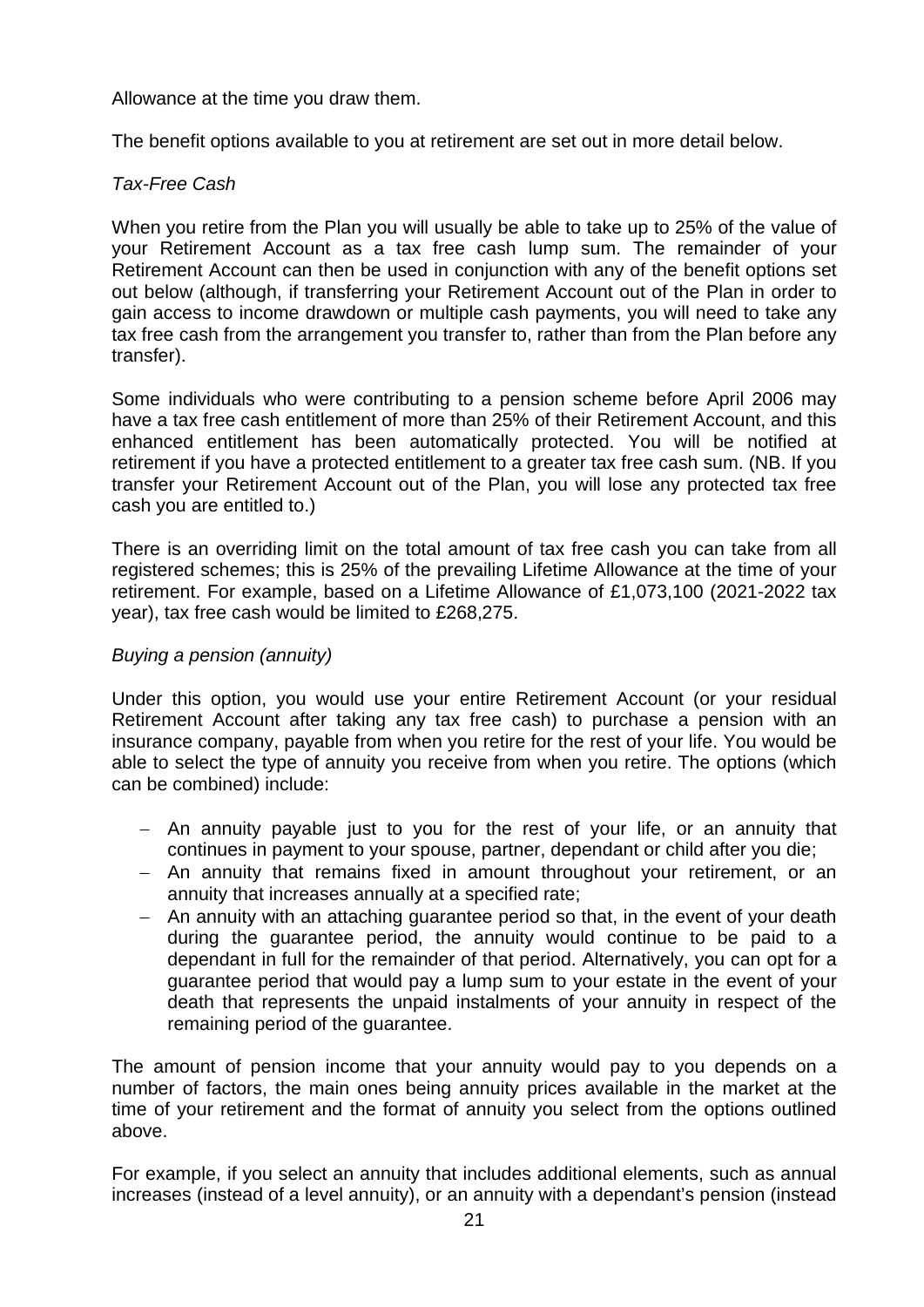Allowance at the time you draw them.

The benefit options available to you at retirement are set out in more detail below.

*Tax-Free Cash*

When you retire from the Plan you will usually be able to take up to 25% of the value of your Retirement Account as a tax free cash lump sum. The remainder of your Retirement Account can then be used in conjunction with any of the benefit options set out below (although, if transferring your Retirement Account out of the Plan in order to gain access to income drawdown or multiple cash payments, you will need to take any tax free cash from the arrangement you transfer to, rather than from the Plan before any transfer).

Some individuals who were contributing to a pension scheme before April 2006 may have a tax free cash entitlement of more than 25% of their Retirement Account, and this enhanced entitlement has been automatically protected. You will be notified at retirement if you have a protected entitlement to a greater tax free cash sum. (NB. If you transfer your Retirement Account out of the Plan, you will lose any protected tax free cash you are entitled to.)

There is an overriding limit on the total amount of tax free cash you can take from all registered schemes; this is 25% of the prevailing Lifetime Allowance at the time of your retirement. For example, based on a Lifetime Allowance of £1,073,100 (2021-2022 tax year), tax free cash would be limited to £268,275.

*Buying a pension (annuity)*

Under this option, you would use your entire Retirement Account (or your residual Retirement Account after taking any tax free cash) to purchase a pension with an insurance company, payable from when you retire for the rest of your life. You would be able to select the type of annuity you receive from when you retire. The options (which can be combined) include:

- An annuity payable just to you for the rest of your life, or an annuity that continues in payment to your spouse, partner, dependant or child after you die;
- An annuity that remains fixed in amount throughout your retirement, or an annuity that increases annually at a specified rate;
- An annuity with an attaching guarantee period so that, in the event of your death during the guarantee period, the annuity would continue to be paid to a dependant in full for the remainder of that period. Alternatively, you can opt for a guarantee period that would pay a lump sum to your estate in the event of your death that represents the unpaid instalments of your annuity in respect of the remaining period of the guarantee.

The amount of pension income that your annuity would pay to you depends on a number of factors, the main ones being annuity prices available in the market at the time of your retirement and the format of annuity you select from the options outlined above.

For example, if you select an annuity that includes additional elements, such as annual increases (instead of a level annuity), or an annuity with a dependant's pension (instead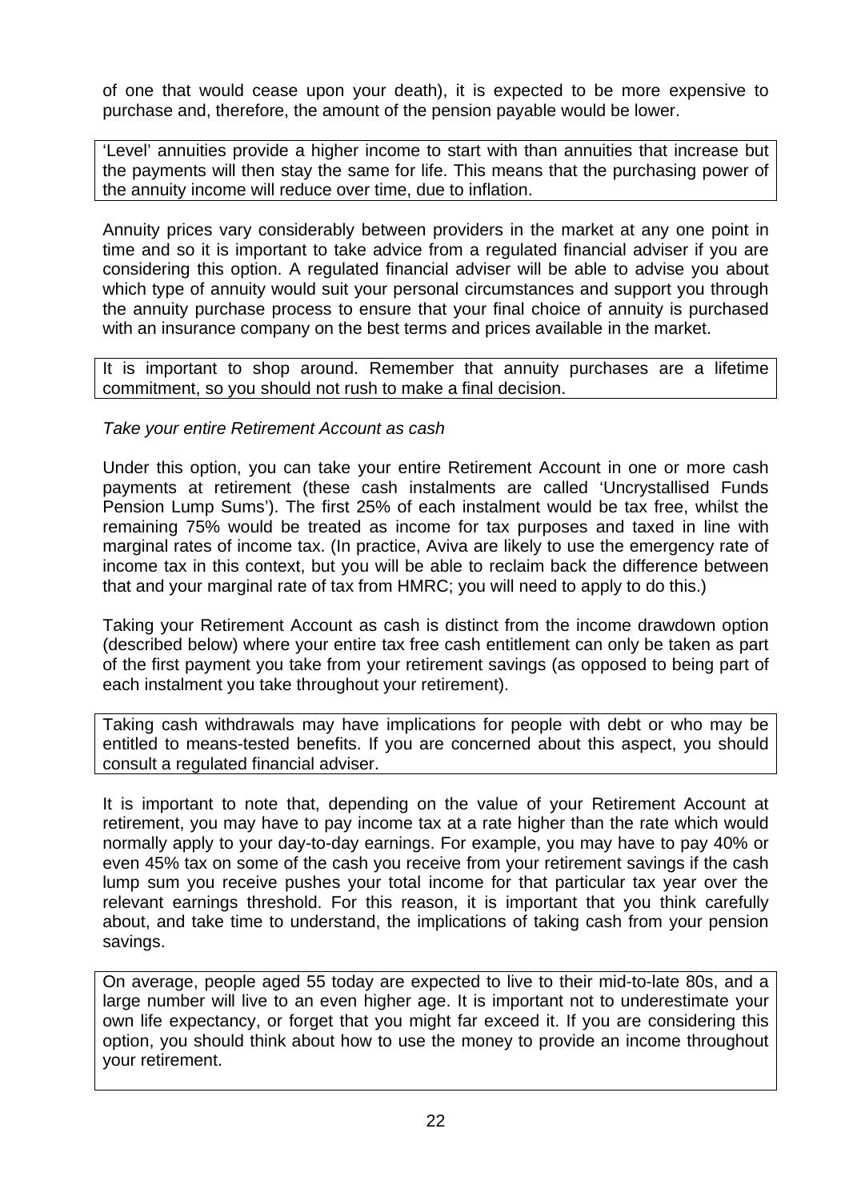of one that would cease upon your death), it is expected to be more expensive to purchase and, therefore, the amount of the pension payable would be lower.

> 'Level' annuities provide a higher income to start with than annuities that increase but the payments will then stay the same for life. This means that the purchasing power of the annuity income will reduce over time, due to inflation.

Annuity prices vary considerably between providers in the market at any one point in time and so it is important to take advice from a regulated financial adviser if you are considering this option. A regulated financial adviser will be able to advise you about which type of annuity would suit your personal circumstances and support you through the annuity purchase process to ensure that your final choice of annuity is purchased with an insurance company on the best terms and prices available in the market.

> It is important to shop around. Remember that annuity purchases are a lifetime commitment, so you should not rush to make a final decision.

*Take your entire Retirement Account as cash*

Under this option, you can take your entire Retirement Account in one or more cash payments at retirement (these cash instalments are called 'Uncrystallised Funds Pension Lump Sums'). The first 25% of each instalment would be tax free, whilst the remaining 75% would be treated as income for tax purposes and taxed in line with marginal rates of income tax. (In practice, Aviva are likely to use the emergency rate of income tax in this context, but you will be able to reclaim back the difference between that and your marginal rate of tax from HMRC; you will need to apply to do this.)

Taking your Retirement Account as cash is distinct from the income drawdown option (described below) where your entire tax free cash entitlement can only be taken as part of the first payment you take from your retirement savings (as opposed to being part of each instalment you take throughout your retirement).

> Taking cash withdrawals may have implications for people with debt or who may be entitled to means-tested benefits. If you are concerned about this aspect, you should consult a regulated financial adviser.

It is important to note that, depending on the value of your Retirement Account at retirement, you may have to pay income tax at a rate higher than the rate which would normally apply to your day-to-day earnings. For example, you may have to pay 40% or even 45% tax on some of the cash you receive from your retirement savings if the cash lump sum you receive pushes your total income for that particular tax year over the relevant earnings threshold. For this reason, it is important that you think carefully about, and take time to understand, the implications of taking cash from your pension savings.

> On average, people aged 55 today are expected to live to their mid-to-late 80s, and a large number will live to an even higher age. It is important not to underestimate your own life expectancy, or forget that you might far exceed it. If you are considering this option, you should think about how to use the money to provide an income throughout your retirement.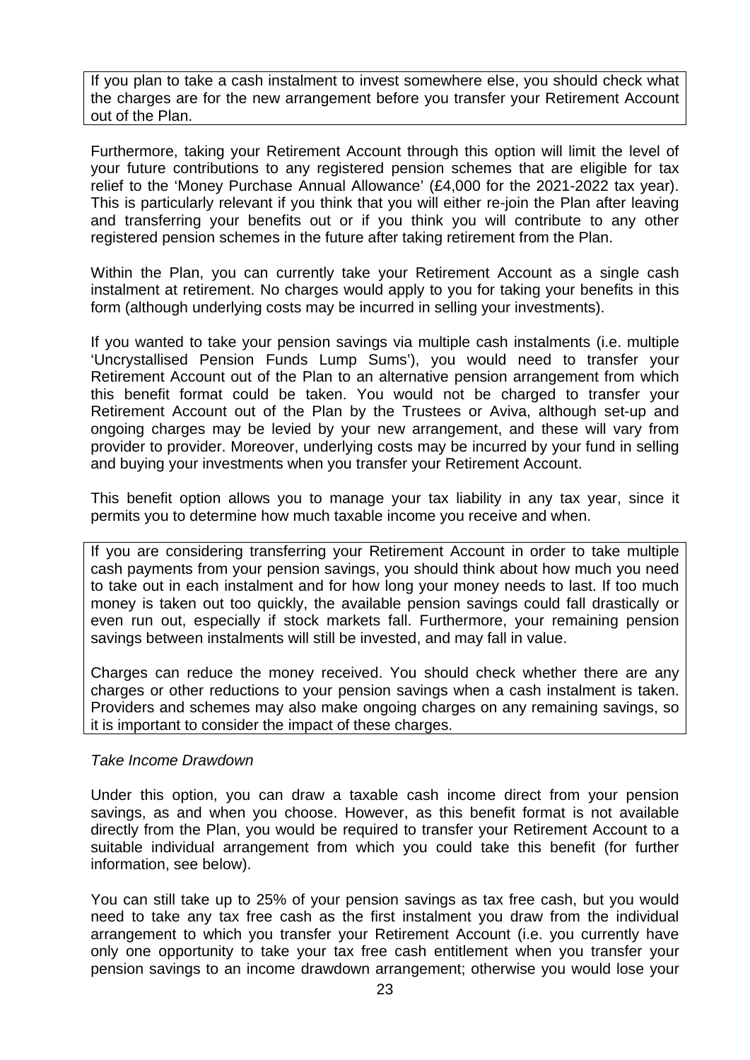If you plan to take a cash instalment to invest somewhere else, you should check what the charges are for the new arrangement before you transfer your Retirement Account out of the Plan.

Furthermore, taking your Retirement Account through this option will limit the level of your future contributions to any registered pension schemes that are eligible for tax relief to the 'Money Purchase Annual Allowance' (£4,000 for the 2021-2022 tax year). This is particularly relevant if you think that you will either re-join the Plan after leaving and transferring your benefits out or if you think you will contribute to any other registered pension schemes in the future after taking retirement from the Plan.

Within the Plan, you can currently take your Retirement Account as a single cash instalment at retirement. No charges would apply to you for taking your benefits in this form (although underlying costs may be incurred in selling your investments).

If you wanted to take your pension savings via multiple cash instalments (i.e. multiple 'Uncrystallised Pension Funds Lump Sums'), you would need to transfer your Retirement Account out of the Plan to an alternative pension arrangement from which this benefit format could be taken. You would not be charged to transfer your Retirement Account out of the Plan by the Trustees or Aviva, although set-up and ongoing charges may be levied by your new arrangement, and these will vary from provider to provider. Moreover, underlying costs may be incurred by your fund in selling and buying your investments when you transfer your Retirement Account.

This benefit option allows you to manage your tax liability in any tax year, since it permits you to determine how much taxable income you receive and when.

If you are considering transferring your Retirement Account in order to take multiple cash payments from your pension savings, you should think about how much you need to take out in each instalment and for how long your money needs to last. If too much money is taken out too quickly, the available pension savings could fall drastically or even run out, especially if stock markets fall. Furthermore, your remaining pension savings between instalments will still be invested, and may fall in value.

Charges can reduce the money received. You should check whether there are any charges or other reductions to your pension savings when a cash instalment is taken. Providers and schemes may also make ongoing charges on any remaining savings, so it is important to consider the impact of these charges.

*Take Income Drawdown*

Under this option, you can draw a taxable cash income direct from your pension savings, as and when you choose. However, as this benefit format is not available directly from the Plan, you would be required to transfer your Retirement Account to a suitable individual arrangement from which you could take this benefit (for further information, see below).

You can still take up to 25% of your pension savings as tax free cash, but you would need to take any tax free cash as the first instalment you draw from the individual arrangement to which you transfer your Retirement Account (i.e. you currently have only one opportunity to take your tax free cash entitlement when you transfer your pension savings to an income drawdown arrangement; otherwise you would lose your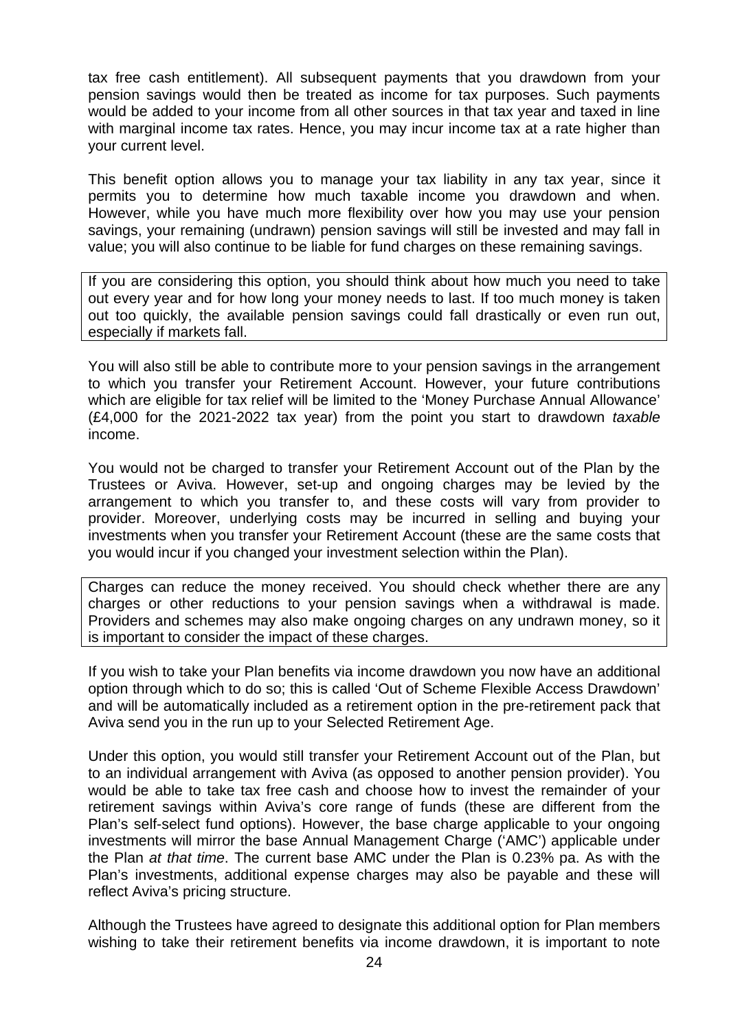tax free cash entitlement). All subsequent payments that you drawdown from your pension savings would then be treated as income for tax purposes. Such payments would be added to your income from all other sources in that tax year and taxed in line with marginal income tax rates. Hence, you may incur income tax at a rate higher than your current level.

This benefit option allows you to manage your tax liability in any tax year, since it permits you to determine how much taxable income you drawdown and when. However, while you have much more flexibility over how you may use your pension savings, your remaining (undrawn) pension savings will still be invested and may fall in value; you will also continue to be liable for fund charges on these remaining savings.

If you are considering this option, you should think about how much you need to take out every year and for how long your money needs to last. If too much money is taken out too quickly, the available pension savings could fall drastically or even run out, especially if markets fall.

You will also still be able to contribute more to your pension savings in the arrangement to which you transfer your Retirement Account. However, your future contributions which are eligible for tax relief will be limited to the 'Money Purchase Annual Allowance' (£4,000 for the 2021-2022 tax year) from the point you start to drawdown *taxable* income.

You would not be charged to transfer your Retirement Account out of the Plan by the Trustees or Aviva. However, set-up and ongoing charges may be levied by the arrangement to which you transfer to, and these costs will vary from provider to provider. Moreover, underlying costs may be incurred in selling and buying your investments when you transfer your Retirement Account (these are the same costs that you would incur if you changed your investment selection within the Plan).

Charges can reduce the money received. You should check whether there are any charges or other reductions to your pension savings when a withdrawal is made. Providers and schemes may also make ongoing charges on any undrawn money, so it is important to consider the impact of these charges.

If you wish to take your Plan benefits via income drawdown you now have an additional option through which to do so; this is called 'Out of Scheme Flexible Access Drawdown' and will be automatically included as a retirement option in the pre-retirement pack that Aviva send you in the run up to your Selected Retirement Age.

Under this option, you would still transfer your Retirement Account out of the Plan, but to an individual arrangement with Aviva (as opposed to another pension provider). You would be able to take tax free cash and choose how to invest the remainder of your retirement savings within Aviva's core range of funds (these are different from the Plan's self-select fund options). However, the base charge applicable to your ongoing investments will mirror the base Annual Management Charge ('AMC') applicable under the Plan *at that time*. The current base AMC under the Plan is 0.23% pa. As with the Plan's investments, additional expense charges may also be payable and these will reflect Aviva's pricing structure.

Although the Trustees have agreed to designate this additional option for Plan members wishing to take their retirement benefits via income drawdown, it is important to note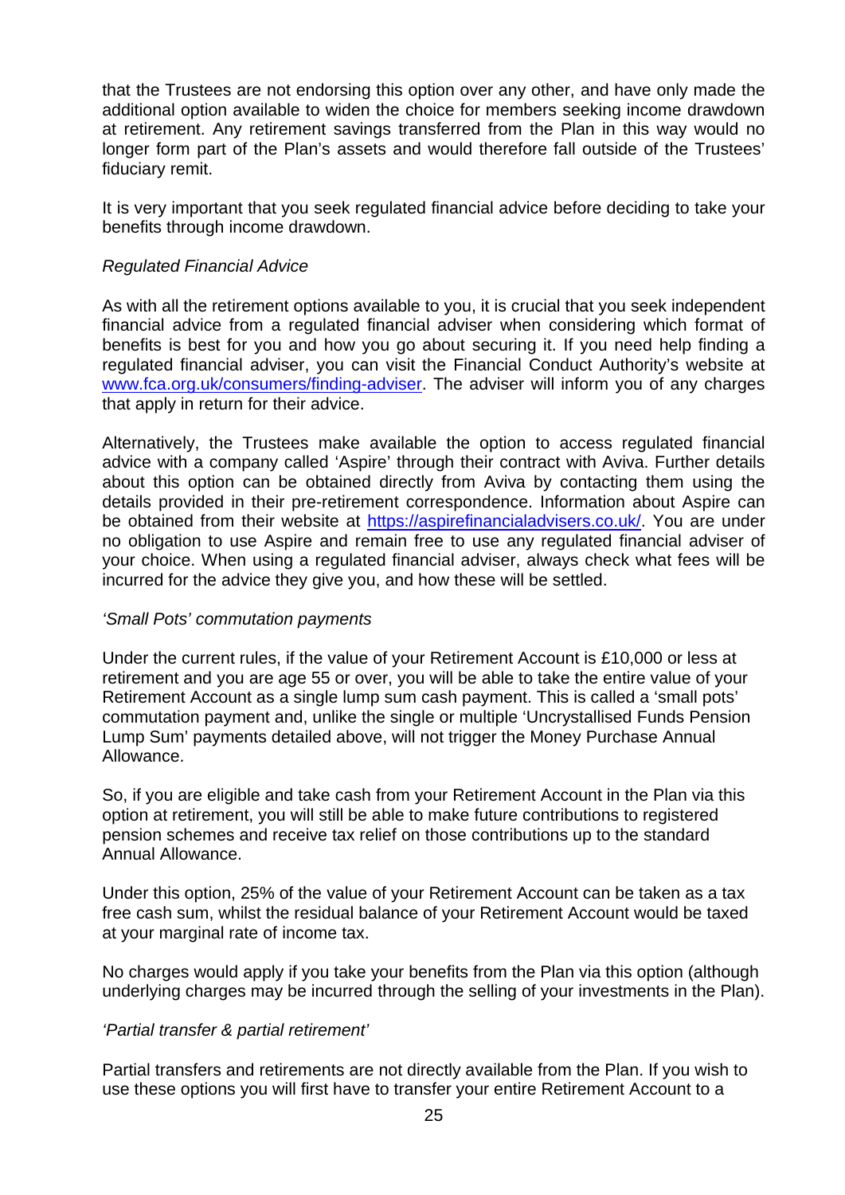that the Trustees are not endorsing this option over any other, and have only made the additional option available to widen the choice for members seeking income drawdown at retirement. Any retirement savings transferred from the Plan in this way would no longer form part of the Plan's assets and would therefore fall outside of the Trustees' fiduciary remit.

It is very important that you seek regulated financial advice before deciding to take your benefits through income drawdown.

*Regulated Financial Advice*

As with all the retirement options available to you, it is crucial that you seek independent financial advice from a regulated financial adviser when considering which format of benefits is best for you and how you go about securing it. If you need help finding a regulated financial adviser, you can visit the Financial Conduct Authority's website at [www.fca.org.uk/consumers/finding-adviser](www.fca.org.uk/consumers/finding-adviser). The adviser will inform you of any charges that apply in return for their advice.

Alternatively, the Trustees make available the option to access regulated financial advice with a company called 'Aspire' through their contract with Aviva. Further details about this option can be obtained directly from Aviva by contacting them using the details provided in their pre-retirement correspondence. Information about Aspire can be obtained from their website at [https://aspirefinancialadvisers.co.uk/](https://aspirefinancialadvisers.co.uk/). You are under no obligation to use Aspire and remain free to use any regulated financial adviser of your choice. When using a regulated financial adviser, always check what fees will be incurred for the advice they give you, and how these will be settled.

*'Small Pots' commutation payments*

Under the current rules, if the value of your Retirement Account is £10,000 or less at retirement and you are age 55 or over, you will be able to take the entire value of your Retirement Account as a single lump sum cash payment. This is called a 'small pots' commutation payment and, unlike the single or multiple 'Uncrystallised Funds Pension Lump Sum' payments detailed above, will not trigger the Money Purchase Annual Allowance.

So, if you are eligible and take cash from your Retirement Account in the Plan via this option at retirement, you will still be able to make future contributions to registered pension schemes and receive tax relief on those contributions up to the standard Annual Allowance.

Under this option, 25% of the value of your Retirement Account can be taken as a tax free cash sum, whilst the residual balance of your Retirement Account would be taxed at your marginal rate of income tax.

No charges would apply if you take your benefits from the Plan via this option (although underlying charges may be incurred through the selling of your investments in the Plan).

*'Partial transfer & partial retirement'*

Partial transfers and retirements are not directly available from the Plan. If you wish to use these options you will first have to transfer your entire Retirement Account to a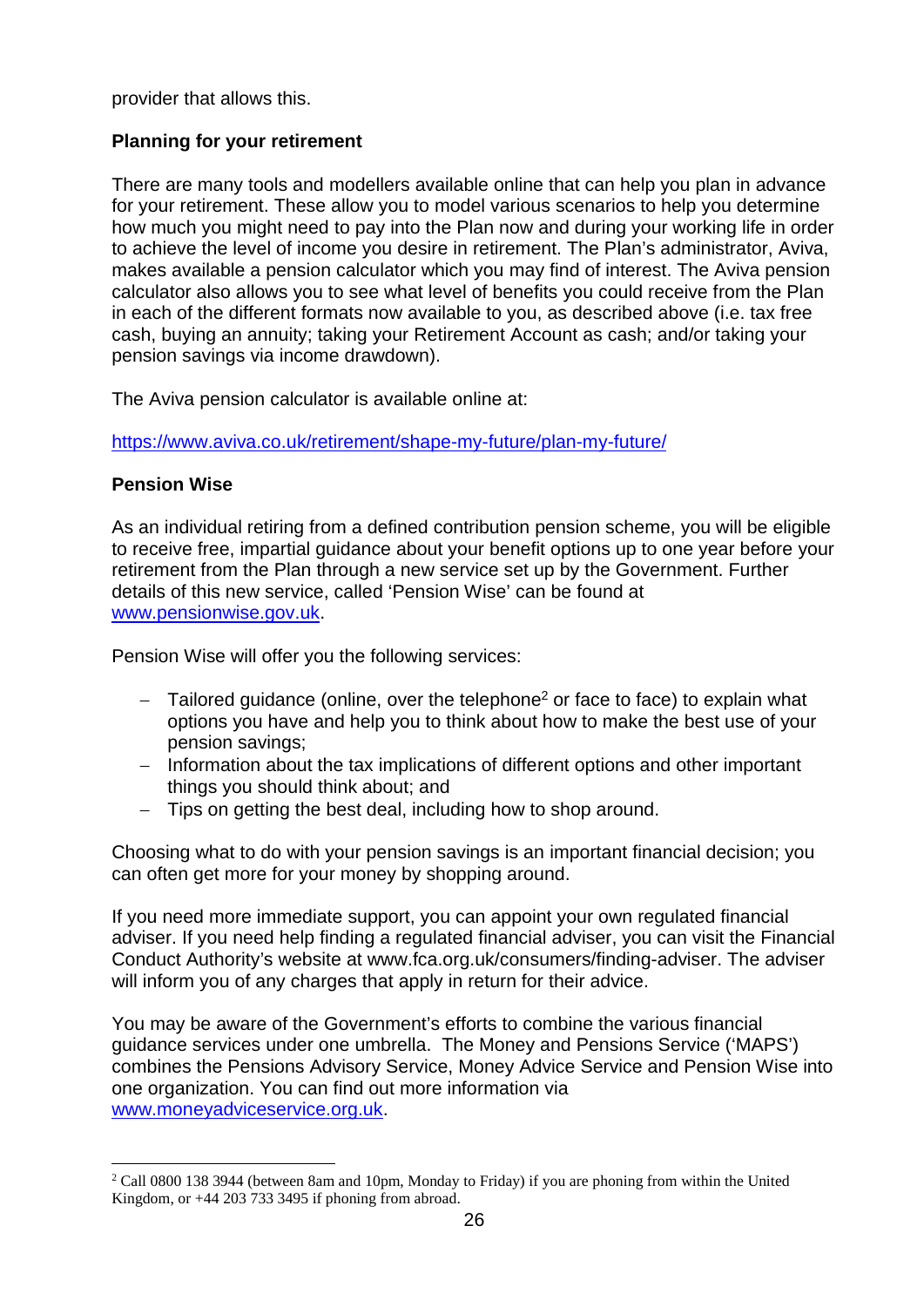provider that allows this.

**Planning for your retirement**

There are many tools and modellers available online that can help you plan in advance for your retirement. These allow you to model various scenarios to help you determine how much you might need to pay into the Plan now and during your working life in order to achieve the level of income you desire in retirement. The Plan's administrator, Aviva, makes available a pension calculator which you may find of interest. The Aviva pension calculator also allows you to see what level of benefits you could receive from the Plan in each of the different formats now available to you, as described above (i.e. tax free cash, buying an annuity; taking your Retirement Account as cash; and/or taking your pension savings via income drawdown).

The Aviva pension calculator is available online at:

https://www.aviva.co.uk/retirement/shape-my-future/plan-my-future/

**Pension Wise**

As an individual retiring from a defined contribution pension scheme, you will be eligible to receive free, impartial guidance about your benefit options up to one year before your retirement from the Plan through a new service set up by the Government. Further details of this new service, called 'Pension Wise' can be found at www.pensionwise.gov.uk.

Pension Wise will offer you the following services:

- Tailored guidance (online, over the telephone[2] or face to face) to explain what options you have and help you to think about how to make the best use of your pension savings;
- Information about the tax implications of different options and other important things you should think about; and
- Tips on getting the best deal, including how to shop around.

Choosing what to do with your pension savings is an important financial decision; you can often get more for your money by shopping around.

If you need more immediate support, you can appoint your own regulated financial adviser. If you need help finding a regulated financial adviser, you can visit the Financial Conduct Authority's website at www.fca.org.uk/consumers/finding-adviser. The adviser will inform you of any charges that apply in return for their advice.

You may be aware of the Government's efforts to combine the various financial guidance services under one umbrella. The Money and Pensions Service ('MAPS') combines the Pensions Advisory Service, Money Advice Service and Pension Wise into one organization. You can find out more information via www.moneyadviceservice.org.uk.

---

[2] Call 0800 138 3944 (between 8am and 10pm, Monday to Friday) if you are phoning from within the United Kingdom, or +44 203 733 3495 if phoning from abroad.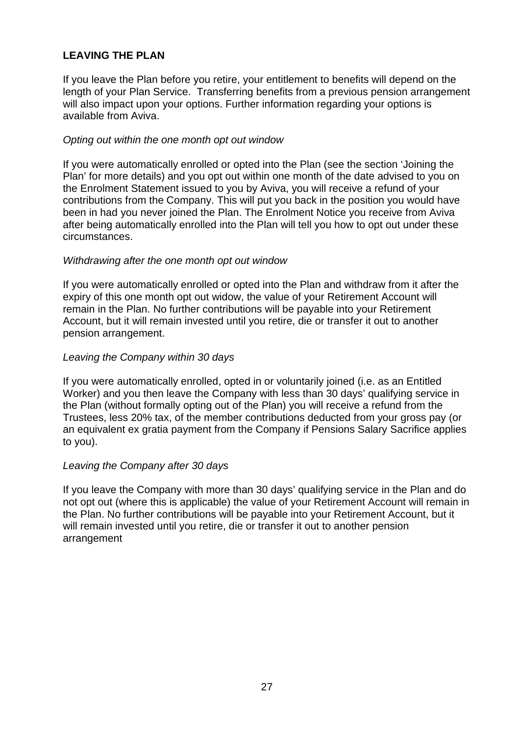## LEAVING THE PLAN

If you leave the Plan before you retire, your entitlement to benefits will depend on the length of your Plan Service. Transferring benefits from a previous pension arrangement will also impact upon your options. Further information regarding your options is available from Aviva.

*Opting out within the one month opt out window*

If you were automatically enrolled or opted into the Plan (see the section 'Joining the Plan' for more details) and you opt out within one month of the date advised to you on the Enrolment Statement issued to you by Aviva, you will receive a refund of your contributions from the Company. This will put you back in the position you would have been in had you never joined the Plan. The Enrolment Notice you receive from Aviva after being automatically enrolled into the Plan will tell you how to opt out under these circumstances.

*Withdrawing after the one month opt out window*

If you were automatically enrolled or opted into the Plan and withdraw from it after the expiry of this one month opt out widow, the value of your Retirement Account will remain in the Plan. No further contributions will be payable into your Retirement Account, but it will remain invested until you retire, die or transfer it out to another pension arrangement.

*Leaving the Company within 30 days*

If you were automatically enrolled, opted in or voluntarily joined (i.e. as an Entitled Worker) and you then leave the Company with less than 30 days' qualifying service in the Plan (without formally opting out of the Plan) you will receive a refund from the Trustees, less 20% tax, of the member contributions deducted from your gross pay (or an equivalent ex gratia payment from the Company if Pensions Salary Sacrifice applies to you).

*Leaving the Company after 30 days*

If you leave the Company with more than 30 days' qualifying service in the Plan and do not opt out (where this is applicable) the value of your Retirement Account will remain in the Plan. No further contributions will be payable into your Retirement Account, but it will remain invested until you retire, die or transfer it out to another pension arrangement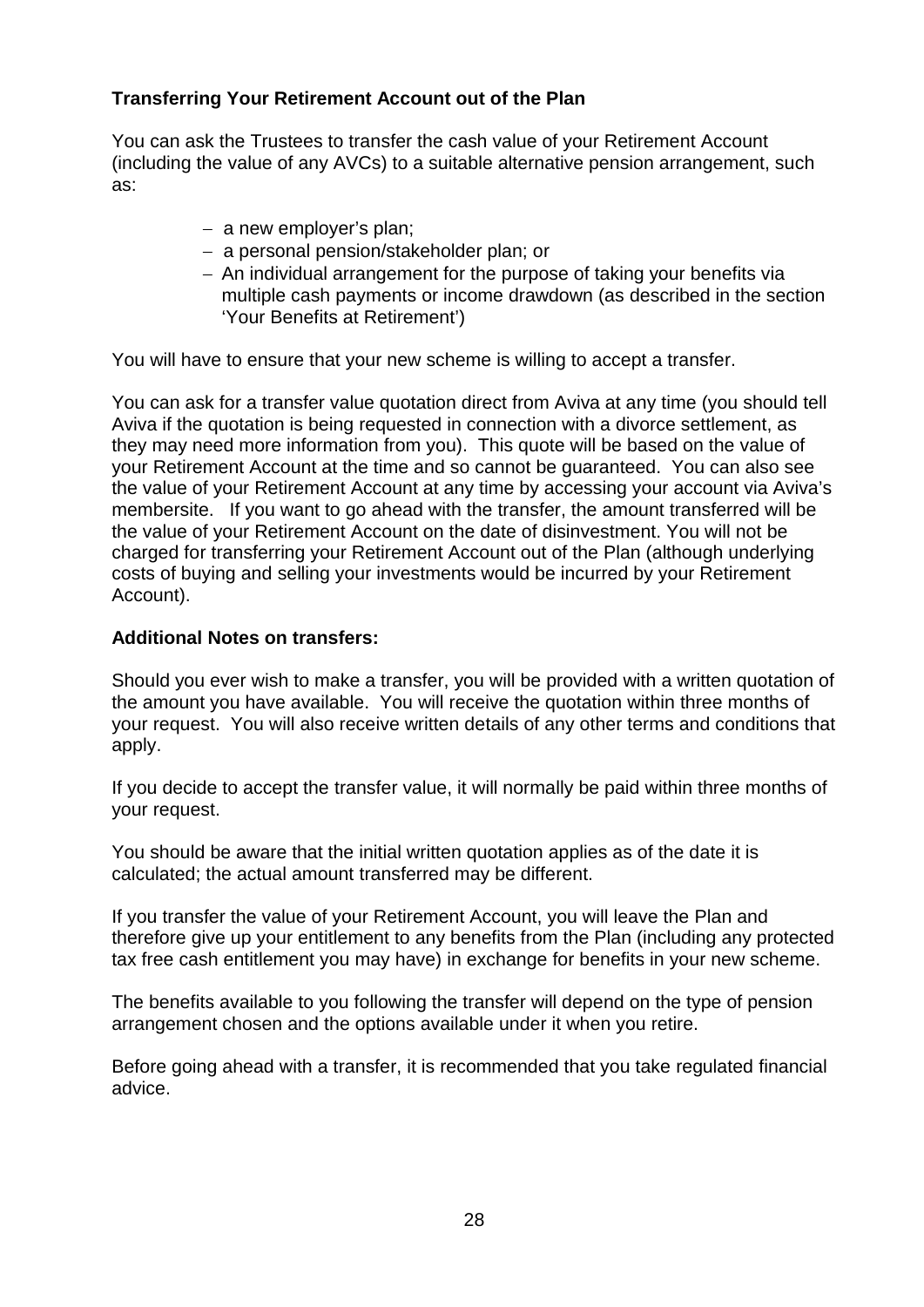**Transferring Your Retirement Account out of the Plan**

You can ask the Trustees to transfer the cash value of your Retirement Account (including the value of any AVCs) to a suitable alternative pension arrangement, such as:

- a new employer's plan;
- a personal pension/stakeholder plan; or
- An individual arrangement for the purpose of taking your benefits via multiple cash payments or income drawdown (as described in the section 'Your Benefits at Retirement')

You will have to ensure that your new scheme is willing to accept a transfer.

You can ask for a transfer value quotation direct from Aviva at any time (you should tell Aviva if the quotation is being requested in connection with a divorce settlement, as they may need more information from you). This quote will be based on the value of your Retirement Account at the time and so cannot be guaranteed. You can also see the value of your Retirement Account at any time by accessing your account via Aviva's membersite. If you want to go ahead with the transfer, the amount transferred will be the value of your Retirement Account on the date of disinvestment. You will not be charged for transferring your Retirement Account out of the Plan (although underlying costs of buying and selling your investments would be incurred by your Retirement Account).

**Additional Notes on transfers:**

Should you ever wish to make a transfer, you will be provided with a written quotation of the amount you have available. You will receive the quotation within three months of your request. You will also receive written details of any other terms and conditions that apply.

If you decide to accept the transfer value, it will normally be paid within three months of your request.

You should be aware that the initial written quotation applies as of the date it is calculated; the actual amount transferred may be different.

If you transfer the value of your Retirement Account, you will leave the Plan and therefore give up your entitlement to any benefits from the Plan (including any protected tax free cash entitlement you may have) in exchange for benefits in your new scheme.

The benefits available to you following the transfer will depend on the type of pension arrangement chosen and the options available under it when you retire.

Before going ahead with a transfer, it is recommended that you take regulated financial advice.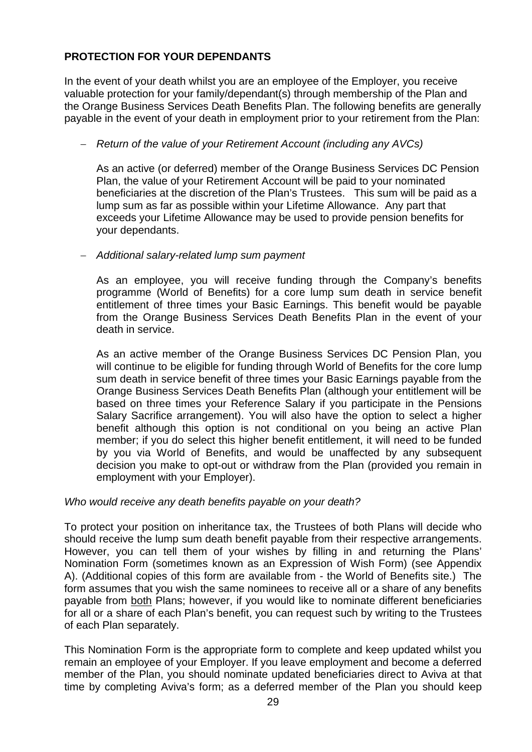## PROTECTION FOR YOUR DEPENDANTS

In the event of your death whilst you are an employee of the Employer, you receive valuable protection for your family/dependant(s) through membership of the Plan and the Orange Business Services Death Benefits Plan. The following benefits are generally payable in the event of your death in employment prior to your retirement from the Plan:

- *Return of the value of your Retirement Account (including any AVCs)*

  As an active (or deferred) member of the Orange Business Services DC Pension Plan, the value of your Retirement Account will be paid to your nominated beneficiaries at the discretion of the Plan's Trustees. This sum will be paid as a lump sum as far as possible within your Lifetime Allowance. Any part that exceeds your Lifetime Allowance may be used to provide pension benefits for your dependants.

- *Additional salary-related lump sum payment*

  As an employee, you will receive funding through the Company's benefits programme (World of Benefits) for a core lump sum death in service benefit entitlement of three times your Basic Earnings. This benefit would be payable from the Orange Business Services Death Benefits Plan in the event of your death in service.

  As an active member of the Orange Business Services DC Pension Plan, you will continue to be eligible for funding through World of Benefits for the core lump sum death in service benefit of three times your Basic Earnings payable from the Orange Business Services Death Benefits Plan (although your entitlement will be based on three times your Reference Salary if you participate in the Pensions Salary Sacrifice arrangement). You will also have the option to select a higher benefit although this option is not conditional on you being an active Plan member; if you do select this higher benefit entitlement, it will need to be funded by you via World of Benefits, and would be unaffected by any subsequent decision you make to opt-out or withdraw from the Plan (provided you remain in employment with your Employer).

*Who would receive any death benefits payable on your death?*

To protect your position on inheritance tax, the Trustees of both Plans will decide who should receive the lump sum death benefit payable from their respective arrangements. However, you can tell them of your wishes by filling in and returning the Plans' Nomination Form (sometimes known as an Expression of Wish Form) (see Appendix A). (Additional copies of this form are available from - the World of Benefits site.) The form assumes that you wish the same nominees to receive all or a share of any benefits payable from <u>both</u> Plans; however, if you would like to nominate different beneficiaries for all or a share of each Plan's benefit, you can request such by writing to the Trustees of each Plan separately.

This Nomination Form is the appropriate form to complete and keep updated whilst you remain an employee of your Employer. If you leave employment and become a deferred member of the Plan, you should nominate updated beneficiaries direct to Aviva at that time by completing Aviva's form; as a deferred member of the Plan you should keep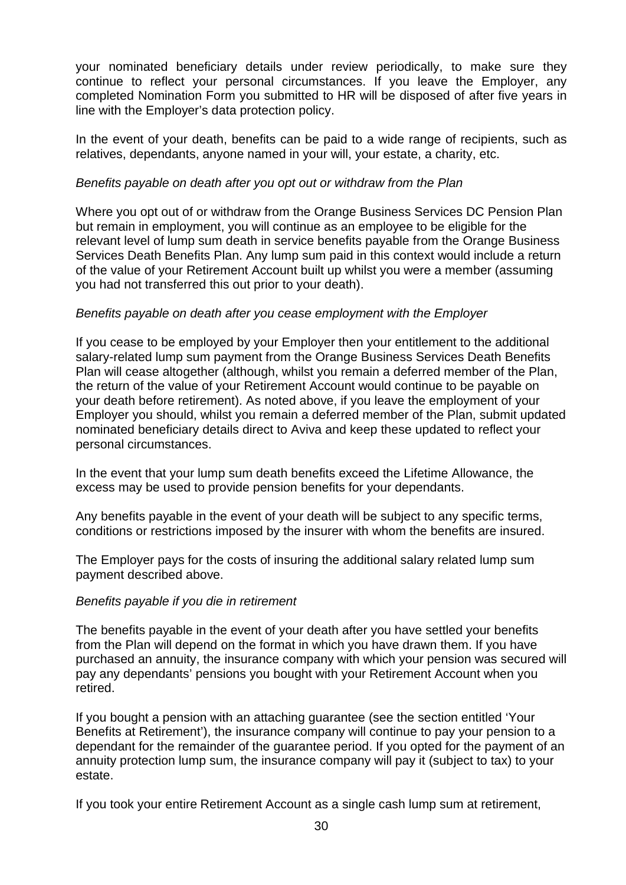your nominated beneficiary details under review periodically, to make sure they continue to reflect your personal circumstances. If you leave the Employer, any completed Nomination Form you submitted to HR will be disposed of after five years in line with the Employer's data protection policy.

In the event of your death, benefits can be paid to a wide range of recipients, such as relatives, dependants, anyone named in your will, your estate, a charity, etc.

*Benefits payable on death after you opt out or withdraw from the Plan*

Where you opt out of or withdraw from the Orange Business Services DC Pension Plan but remain in employment, you will continue as an employee to be eligible for the relevant level of lump sum death in service benefits payable from the Orange Business Services Death Benefits Plan. Any lump sum paid in this context would include a return of the value of your Retirement Account built up whilst you were a member (assuming you had not transferred this out prior to your death).

*Benefits payable on death after you cease employment with the Employer*

If you cease to be employed by your Employer then your entitlement to the additional salary-related lump sum payment from the Orange Business Services Death Benefits Plan will cease altogether (although, whilst you remain a deferred member of the Plan, the return of the value of your Retirement Account would continue to be payable on your death before retirement). As noted above, if you leave the employment of your Employer you should, whilst you remain a deferred member of the Plan, submit updated nominated beneficiary details direct to Aviva and keep these updated to reflect your personal circumstances.

In the event that your lump sum death benefits exceed the Lifetime Allowance, the excess may be used to provide pension benefits for your dependants.

Any benefits payable in the event of your death will be subject to any specific terms, conditions or restrictions imposed by the insurer with whom the benefits are insured.

The Employer pays for the costs of insuring the additional salary related lump sum payment described above.

*Benefits payable if you die in retirement*

The benefits payable in the event of your death after you have settled your benefits from the Plan will depend on the format in which you have drawn them. If you have purchased an annuity, the insurance company with which your pension was secured will pay any dependants' pensions you bought with your Retirement Account when you retired.

If you bought a pension with an attaching guarantee (see the section entitled 'Your Benefits at Retirement'), the insurance company will continue to pay your pension to a dependant for the remainder of the guarantee period. If you opted for the payment of an annuity protection lump sum, the insurance company will pay it (subject to tax) to your estate.

If you took your entire Retirement Account as a single cash lump sum at retirement,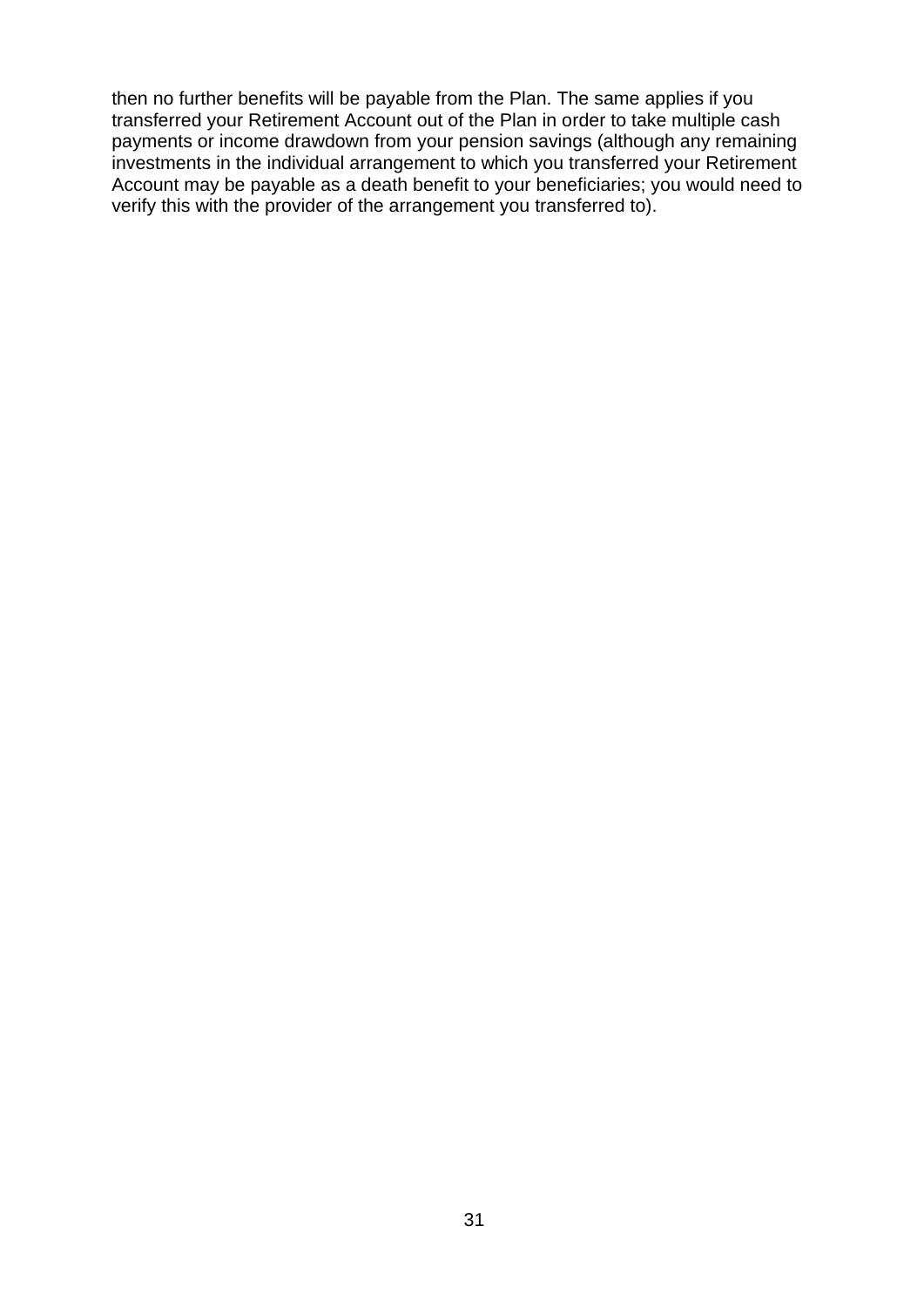then no further benefits will be payable from the Plan. The same applies if you transferred your Retirement Account out of the Plan in order to take multiple cash payments or income drawdown from your pension savings (although any remaining investments in the individual arrangement to which you transferred your Retirement Account may be payable as a death benefit to your beneficiaries; you would need to verify this with the provider of the arrangement you transferred to).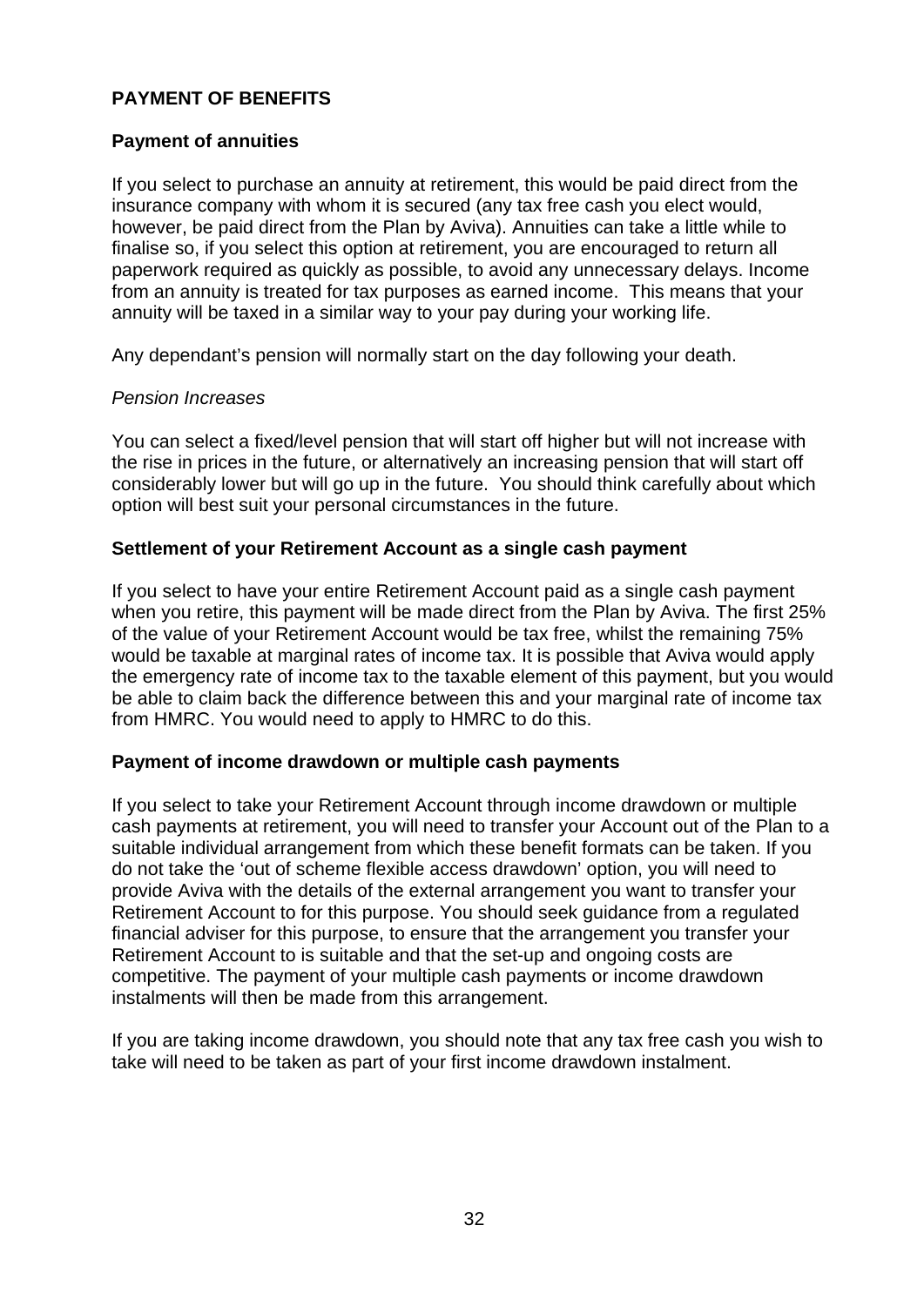## PAYMENT OF BENEFITS

### Payment of annuities

If you select to purchase an annuity at retirement, this would be paid direct from the insurance company with whom it is secured (any tax free cash you elect would, however, be paid direct from the Plan by Aviva). Annuities can take a little while to finalise so, if you select this option at retirement, you are encouraged to return all paperwork required as quickly as possible, to avoid any unnecessary delays. Income from an annuity is treated for tax purposes as earned income. This means that your annuity will be taxed in a similar way to your pay during your working life.

Any dependant's pension will normally start on the day following your death.

*Pension Increases*

You can select a fixed/level pension that will start off higher but will not increase with the rise in prices in the future, or alternatively an increasing pension that will start off considerably lower but will go up in the future. You should think carefully about which option will best suit your personal circumstances in the future.

### Settlement of your Retirement Account as a single cash payment

If you select to have your entire Retirement Account paid as a single cash payment when you retire, this payment will be made direct from the Plan by Aviva. The first 25% of the value of your Retirement Account would be tax free, whilst the remaining 75% would be taxable at marginal rates of income tax. It is possible that Aviva would apply the emergency rate of income tax to the taxable element of this payment, but you would be able to claim back the difference between this and your marginal rate of income tax from HMRC. You would need to apply to HMRC to do this.

### Payment of income drawdown or multiple cash payments

If you select to take your Retirement Account through income drawdown or multiple cash payments at retirement, you will need to transfer your Account out of the Plan to a suitable individual arrangement from which these benefit formats can be taken. If you do not take the 'out of scheme flexible access drawdown' option, you will need to provide Aviva with the details of the external arrangement you want to transfer your Retirement Account to for this purpose. You should seek guidance from a regulated financial adviser for this purpose, to ensure that the arrangement you transfer your Retirement Account to is suitable and that the set-up and ongoing costs are competitive. The payment of your multiple cash payments or income drawdown instalments will then be made from this arrangement.

If you are taking income drawdown, you should note that any tax free cash you wish to take will need to be taken as part of your first income drawdown instalment.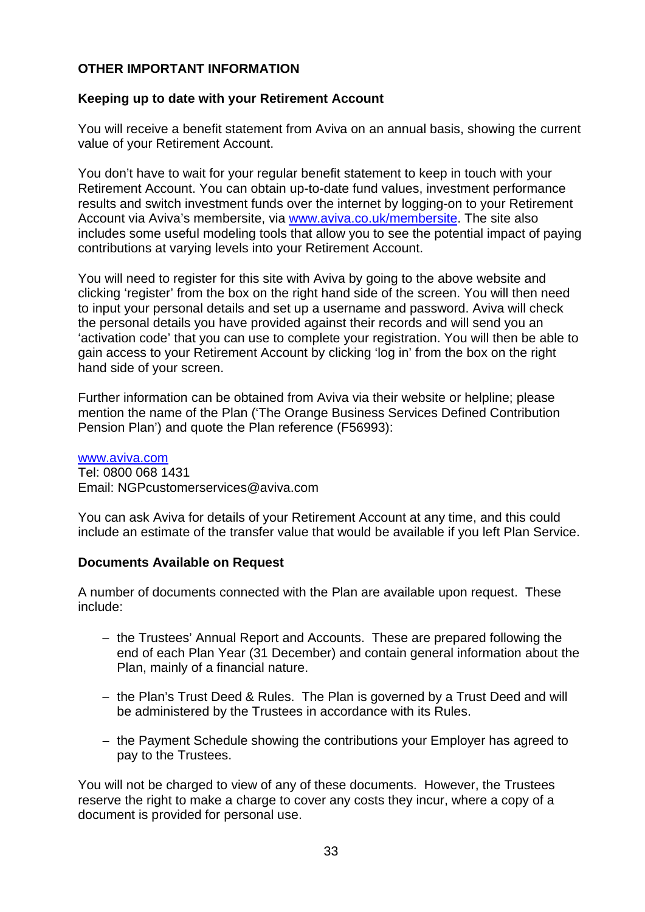## OTHER IMPORTANT INFORMATION

### Keeping up to date with your Retirement Account

You will receive a benefit statement from Aviva on an annual basis, showing the current value of your Retirement Account.

You don't have to wait for your regular benefit statement to keep in touch with your Retirement Account. You can obtain up-to-date fund values, investment performance results and switch investment funds over the internet by logging-on to your Retirement Account via Aviva's membersite, via [www.aviva.co.uk/membersite](http://www.aviva.co.uk/membersite). The site also includes some useful modeling tools that allow you to see the potential impact of paying contributions at varying levels into your Retirement Account.

You will need to register for this site with Aviva by going to the above website and clicking 'register' from the box on the right hand side of the screen. You will then need to input your personal details and set up a username and password. Aviva will check the personal details you have provided against their records and will send you an 'activation code' that you can use to complete your registration. You will then be able to gain access to your Retirement Account by clicking 'log in' from the box on the right hand side of your screen.

Further information can be obtained from Aviva via their website or helpline; please mention the name of the Plan ('The Orange Business Services Defined Contribution Pension Plan') and quote the Plan reference (F56993):

[www.aviva.com](http://www.aviva.com)
Tel: 0800 068 1431
Email: NGPcustomerservices@aviva.com

You can ask Aviva for details of your Retirement Account at any time, and this could include an estimate of the transfer value that would be available if you left Plan Service.

### Documents Available on Request

A number of documents connected with the Plan are available upon request. These include:

- the Trustees' Annual Report and Accounts. These are prepared following the end of each Plan Year (31 December) and contain general information about the Plan, mainly of a financial nature.
- the Plan's Trust Deed & Rules. The Plan is governed by a Trust Deed and will be administered by the Trustees in accordance with its Rules.
- the Payment Schedule showing the contributions your Employer has agreed to pay to the Trustees.

You will not be charged to view of any of these documents. However, the Trustees reserve the right to make a charge to cover any costs they incur, where a copy of a document is provided for personal use.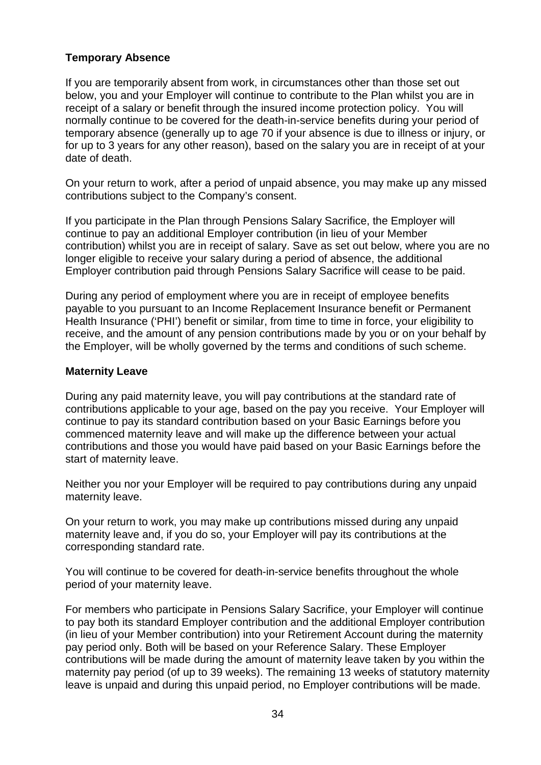**Temporary Absence**

If you are temporarily absent from work, in circumstances other than those set out below, you and your Employer will continue to contribute to the Plan whilst you are in receipt of a salary or benefit through the insured income protection policy. You will normally continue to be covered for the death-in-service benefits during your period of temporary absence (generally up to age 70 if your absence is due to illness or injury, or for up to 3 years for any other reason), based on the salary you are in receipt of at your date of death.

On your return to work, after a period of unpaid absence, you may make up any missed contributions subject to the Company's consent.

If you participate in the Plan through Pensions Salary Sacrifice, the Employer will continue to pay an additional Employer contribution (in lieu of your Member contribution) whilst you are in receipt of salary. Save as set out below, where you are no longer eligible to receive your salary during a period of absence, the additional Employer contribution paid through Pensions Salary Sacrifice will cease to be paid.

During any period of employment where you are in receipt of employee benefits payable to you pursuant to an Income Replacement Insurance benefit or Permanent Health Insurance ('PHI') benefit or similar, from time to time in force, your eligibility to receive, and the amount of any pension contributions made by you or on your behalf by the Employer, will be wholly governed by the terms and conditions of such scheme.

**Maternity Leave**

During any paid maternity leave, you will pay contributions at the standard rate of contributions applicable to your age, based on the pay you receive. Your Employer will continue to pay its standard contribution based on your Basic Earnings before you commenced maternity leave and will make up the difference between your actual contributions and those you would have paid based on your Basic Earnings before the start of maternity leave.

Neither you nor your Employer will be required to pay contributions during any unpaid maternity leave.

On your return to work, you may make up contributions missed during any unpaid maternity leave and, if you do so, your Employer will pay its contributions at the corresponding standard rate.

You will continue to be covered for death-in-service benefits throughout the whole period of your maternity leave.

For members who participate in Pensions Salary Sacrifice, your Employer will continue to pay both its standard Employer contribution and the additional Employer contribution (in lieu of your Member contribution) into your Retirement Account during the maternity pay period only. Both will be based on your Reference Salary. These Employer contributions will be made during the amount of maternity leave taken by you within the maternity pay period (of up to 39 weeks). The remaining 13 weeks of statutory maternity leave is unpaid and during this unpaid period, no Employer contributions will be made.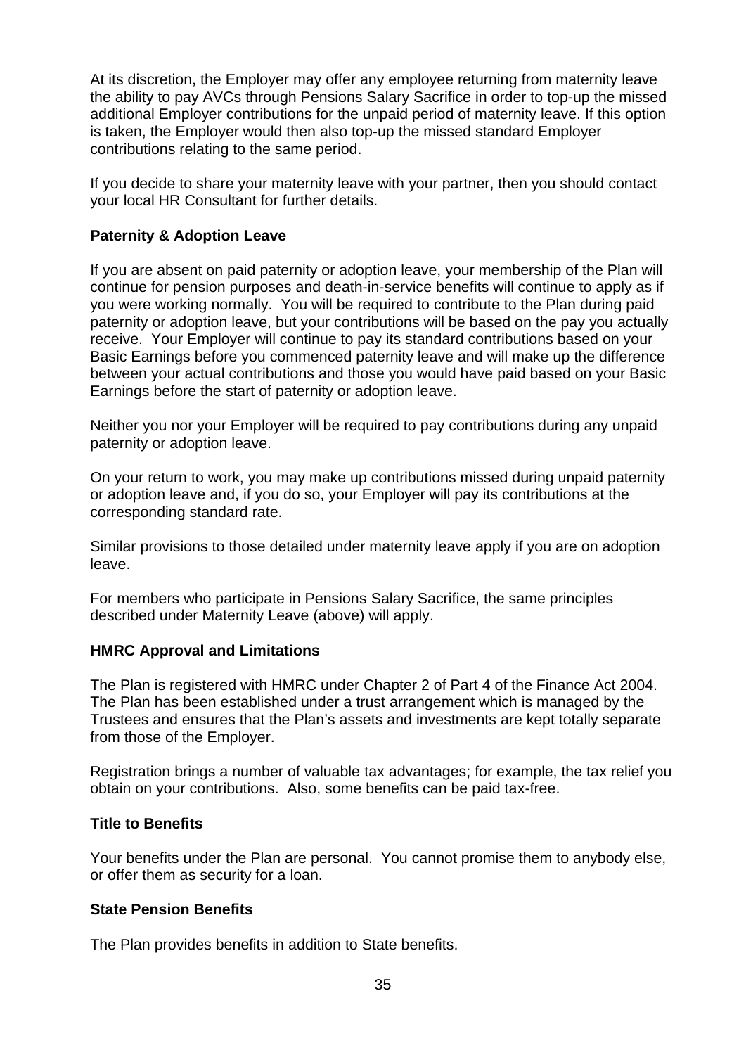At its discretion, the Employer may offer any employee returning from maternity leave the ability to pay AVCs through Pensions Salary Sacrifice in order to top-up the missed additional Employer contributions for the unpaid period of maternity leave. If this option is taken, the Employer would then also top-up the missed standard Employer contributions relating to the same period.

If you decide to share your maternity leave with your partner, then you should contact your local HR Consultant for further details.

**Paternity & Adoption Leave**

If you are absent on paid paternity or adoption leave, your membership of the Plan will continue for pension purposes and death-in-service benefits will continue to apply as if you were working normally. You will be required to contribute to the Plan during paid paternity or adoption leave, but your contributions will be based on the pay you actually receive. Your Employer will continue to pay its standard contributions based on your Basic Earnings before you commenced paternity leave and will make up the difference between your actual contributions and those you would have paid based on your Basic Earnings before the start of paternity or adoption leave.

Neither you nor your Employer will be required to pay contributions during any unpaid paternity or adoption leave.

On your return to work, you may make up contributions missed during unpaid paternity or adoption leave and, if you do so, your Employer will pay its contributions at the corresponding standard rate.

Similar provisions to those detailed under maternity leave apply if you are on adoption leave.

For members who participate in Pensions Salary Sacrifice, the same principles described under Maternity Leave (above) will apply.

**HMRC Approval and Limitations**

The Plan is registered with HMRC under Chapter 2 of Part 4 of the Finance Act 2004. The Plan has been established under a trust arrangement which is managed by the Trustees and ensures that the Plan's assets and investments are kept totally separate from those of the Employer.

Registration brings a number of valuable tax advantages; for example, the tax relief you obtain on your contributions. Also, some benefits can be paid tax-free.

**Title to Benefits**

Your benefits under the Plan are personal. You cannot promise them to anybody else, or offer them as security for a loan.

**State Pension Benefits**

The Plan provides benefits in addition to State benefits.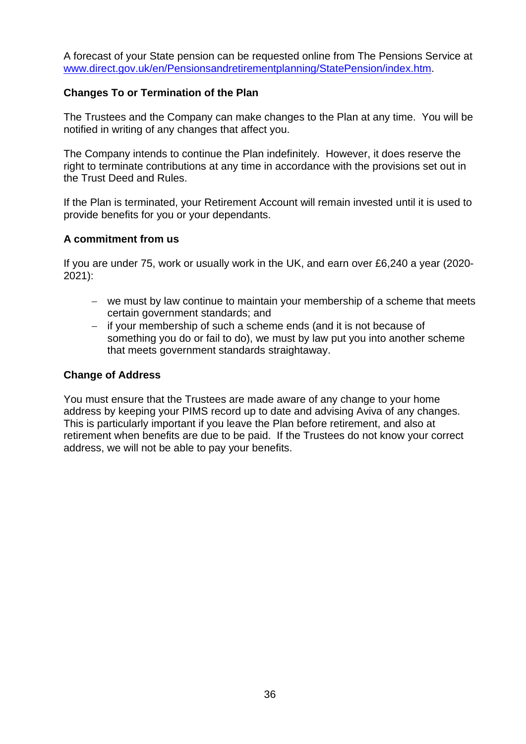A forecast of your State pension can be requested online from The Pensions Service at [www.direct.gov.uk/en/Pensionsandretirementplanning/StatePension/index.htm](www.direct.gov.uk/en/Pensionsandretirementplanning/StatePension/index.htm).

**Changes To or Termination of the Plan**

The Trustees and the Company can make changes to the Plan at any time. You will be notified in writing of any changes that affect you.

The Company intends to continue the Plan indefinitely. However, it does reserve the right to terminate contributions at any time in accordance with the provisions set out in the Trust Deed and Rules.

If the Plan is terminated, your Retirement Account will remain invested until it is used to provide benefits for you or your dependants.

**A commitment from us**

If you are under 75, work or usually work in the UK, and earn over £6,240 a year (2020-2021):

- we must by law continue to maintain your membership of a scheme that meets certain government standards; and
- if your membership of such a scheme ends (and it is not because of something you do or fail to do), we must by law put you into another scheme that meets government standards straightaway.

**Change of Address**

You must ensure that the Trustees are made aware of any change to your home address by keeping your PIMS record up to date and advising Aviva of any changes. This is particularly important if you leave the Plan before retirement, and also at retirement when benefits are due to be paid. If the Trustees do not know your correct address, we will not be able to pay your benefits.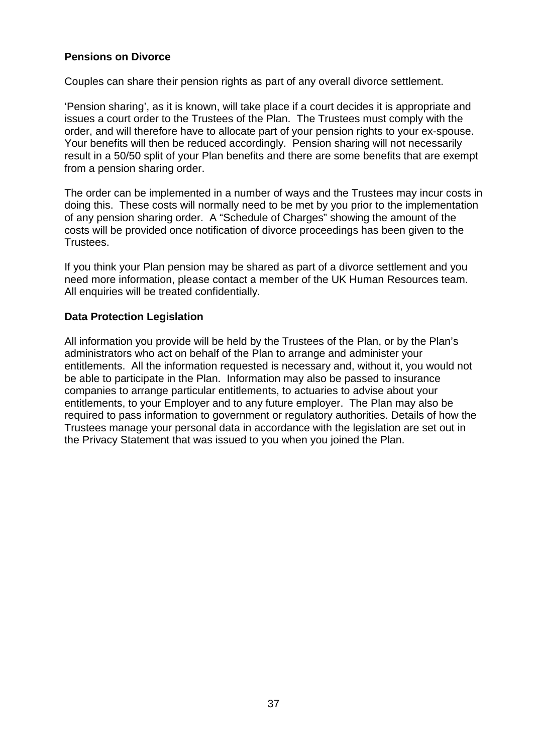## Pensions on Divorce

Couples can share their pension rights as part of any overall divorce settlement.

'Pension sharing', as it is known, will take place if a court decides it is appropriate and issues a court order to the Trustees of the Plan. The Trustees must comply with the order, and will therefore have to allocate part of your pension rights to your ex-spouse. Your benefits will then be reduced accordingly. Pension sharing will not necessarily result in a 50/50 split of your Plan benefits and there are some benefits that are exempt from a pension sharing order.

The order can be implemented in a number of ways and the Trustees may incur costs in doing this. These costs will normally need to be met by you prior to the implementation of any pension sharing order. A "Schedule of Charges" showing the amount of the costs will be provided once notification of divorce proceedings has been given to the Trustees.

If you think your Plan pension may be shared as part of a divorce settlement and you need more information, please contact a member of the UK Human Resources team. All enquiries will be treated confidentially.

## Data Protection Legislation

All information you provide will be held by the Trustees of the Plan, or by the Plan's administrators who act on behalf of the Plan to arrange and administer your entitlements. All the information requested is necessary and, without it, you would not be able to participate in the Plan. Information may also be passed to insurance companies to arrange particular entitlements, to actuaries to advise about your entitlements, to your Employer and to any future employer. The Plan may also be required to pass information to government or regulatory authorities. Details of how the Trustees manage your personal data in accordance with the legislation are set out in the Privacy Statement that was issued to you when you joined the Plan.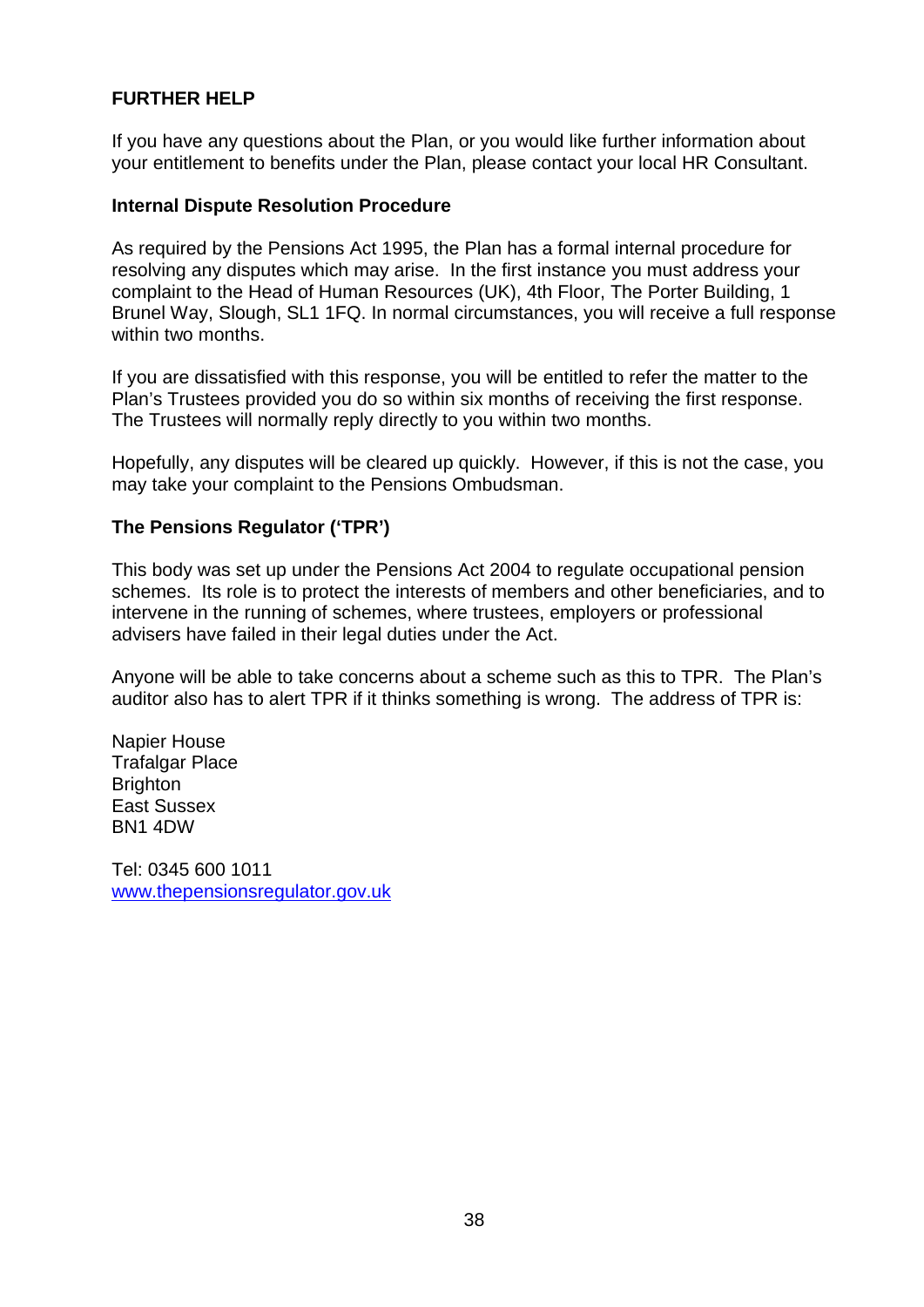## FURTHER HELP

If you have any questions about the Plan, or you would like further information about your entitlement to benefits under the Plan, please contact your local HR Consultant.

### Internal Dispute Resolution Procedure

As required by the Pensions Act 1995, the Plan has a formal internal procedure for resolving any disputes which may arise. In the first instance you must address your complaint to the Head of Human Resources (UK), 4th Floor, The Porter Building, 1 Brunel Way, Slough, SL1 1FQ. In normal circumstances, you will receive a full response within two months.

If you are dissatisfied with this response, you will be entitled to refer the matter to the Plan's Trustees provided you do so within six months of receiving the first response. The Trustees will normally reply directly to you within two months.

Hopefully, any disputes will be cleared up quickly. However, if this is not the case, you may take your complaint to the Pensions Ombudsman.

### The Pensions Regulator ('TPR')

This body was set up under the Pensions Act 2004 to regulate occupational pension schemes. Its role is to protect the interests of members and other beneficiaries, and to intervene in the running of schemes, where trustees, employers or professional advisers have failed in their legal duties under the Act.

Anyone will be able to take concerns about a scheme such as this to TPR. The Plan's auditor also has to alert TPR if it thinks something is wrong. The address of TPR is:

Napier House
Trafalgar Place
Brighton
East Sussex
BN1 4DW

Tel: 0345 600 1011
[www.thepensionsregulator.gov.uk](http://www.thepensionsregulator.gov.uk)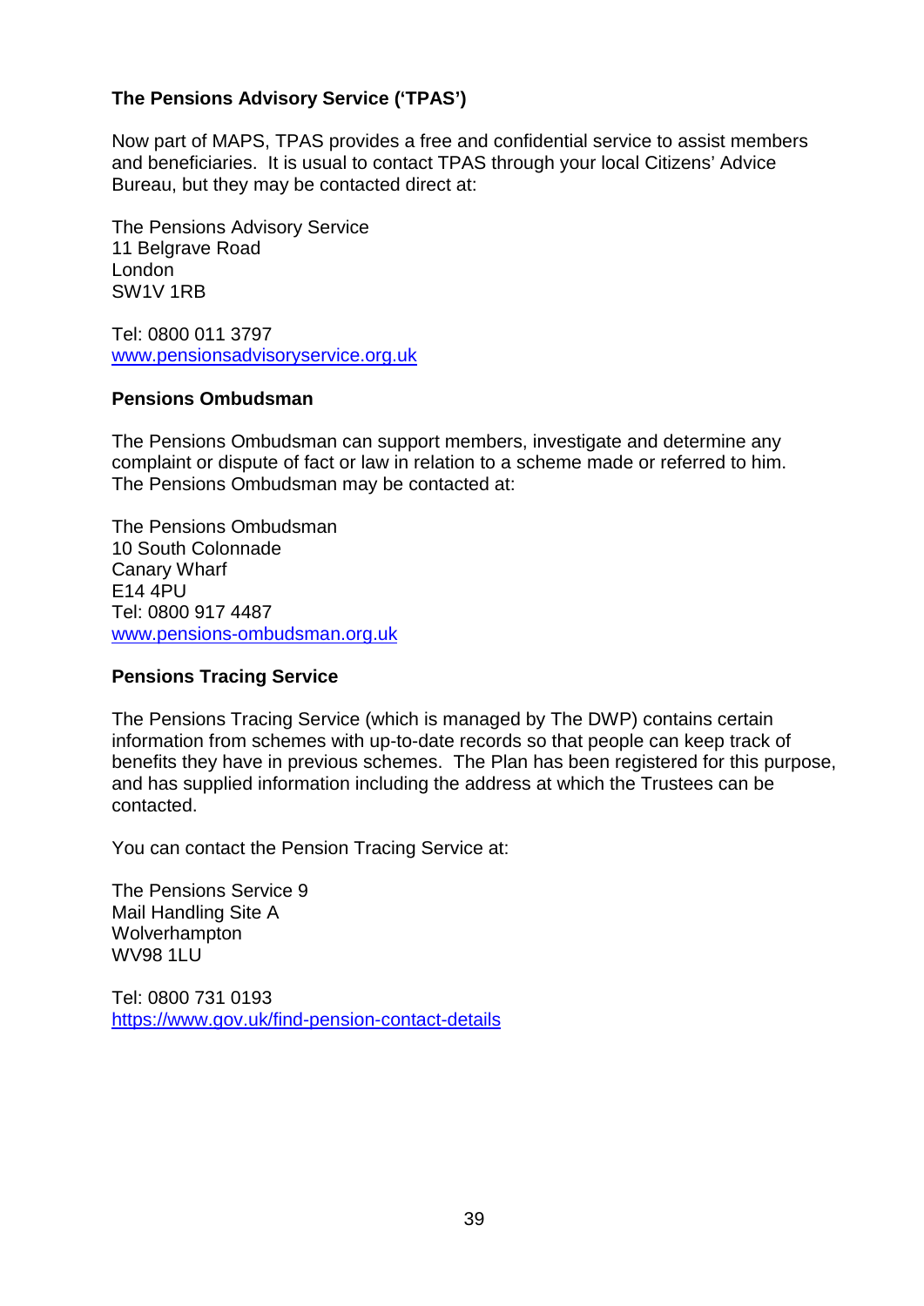### The Pensions Advisory Service ('TPAS')

Now part of MAPS, TPAS provides a free and confidential service to assist members and beneficiaries. It is usual to contact TPAS through your local Citizens' Advice Bureau, but they may be contacted direct at:

The Pensions Advisory Service  
11 Belgrave Road  
London  
SW1V 1RB

Tel: 0800 011 3797  
[www.pensionsadvisoryservice.org.uk](www.pensionsadvisoryservice.org.uk)

### Pensions Ombudsman

The Pensions Ombudsman can support members, investigate and determine any complaint or dispute of fact or law in relation to a scheme made or referred to him. The Pensions Ombudsman may be contacted at:

The Pensions Ombudsman  
10 South Colonnade  
Canary Wharf  
E14 4PU  
Tel: 0800 917 4487  
[www.pensions-ombudsman.org.uk](www.pensions-ombudsman.org.uk)

### Pensions Tracing Service

The Pensions Tracing Service (which is managed by The DWP) contains certain information from schemes with up-to-date records so that people can keep track of benefits they have in previous schemes. The Plan has been registered for this purpose, and has supplied information including the address at which the Trustees can be contacted.

You can contact the Pension Tracing Service at:

The Pensions Service 9  
Mail Handling Site A  
Wolverhampton  
WV98 1LU

Tel: 0800 731 0193  
[https://www.gov.uk/find-pension-contact-details](https://www.gov.uk/find-pension-contact-details)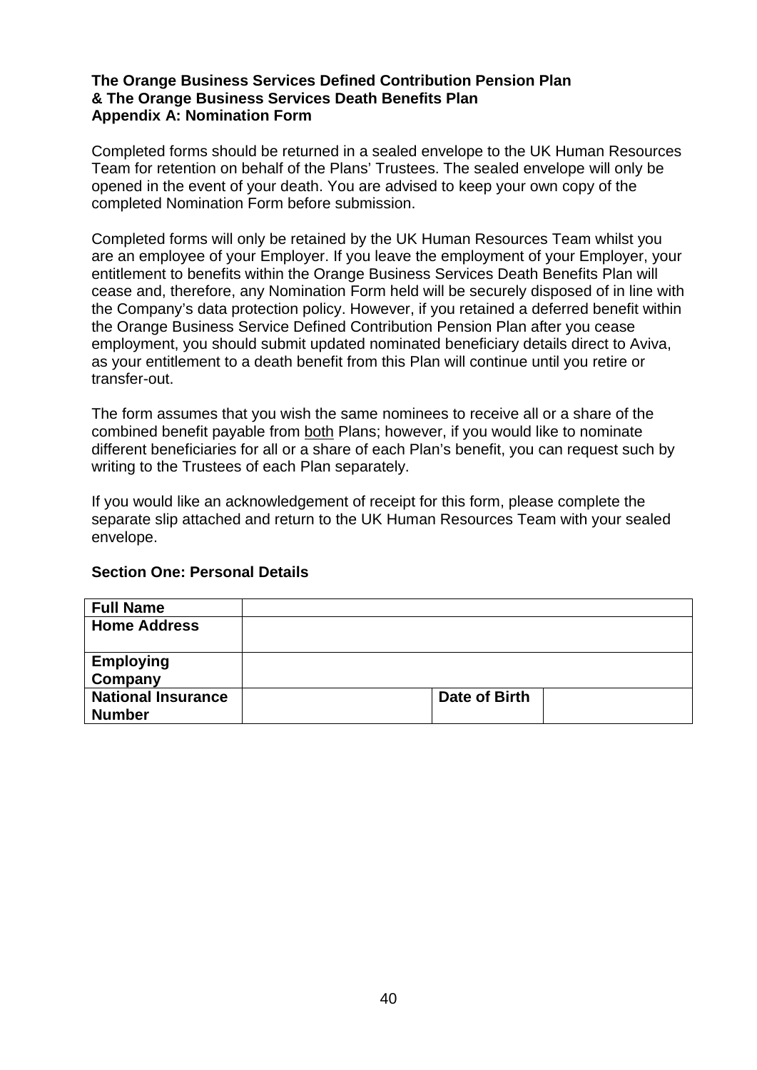**The Orange Business Services Defined Contribution Pension Plan**
**& The Orange Business Services Death Benefits Plan**
**Appendix A: Nomination Form**

Completed forms should be returned in a sealed envelope to the UK Human Resources Team for retention on behalf of the Plans' Trustees. The sealed envelope will only be opened in the event of your death. You are advised to keep your own copy of the completed Nomination Form before submission.

Completed forms will only be retained by the UK Human Resources Team whilst you are an employee of your Employer. If you leave the employment of your Employer, your entitlement to benefits within the Orange Business Services Death Benefits Plan will cease and, therefore, any Nomination Form held will be securely disposed of in line with the Company's data protection policy. However, if you retained a deferred benefit within the Orange Business Service Defined Contribution Pension Plan after you cease employment, you should submit updated nominated beneficiary details direct to Aviva, as your entitlement to a death benefit from this Plan will continue until you retire or transfer-out.

The form assumes that you wish the same nominees to receive all or a share of the combined benefit payable from both Plans; however, if you would like to nominate different beneficiaries for all or a share of each Plan's benefit, you can request such by writing to the Trustees of each Plan separately.

If you would like an acknowledgement of receipt for this form, please complete the separate slip attached and return to the UK Human Resources Team with your sealed envelope.

**Section One: Personal Details**

| | | | |
|---|---|---|---|
| **Full Name** | | | |
| **Home Address** | | | |
| **Employing Company** | | | |
| **National Insurance Number** | | **Date of Birth** | |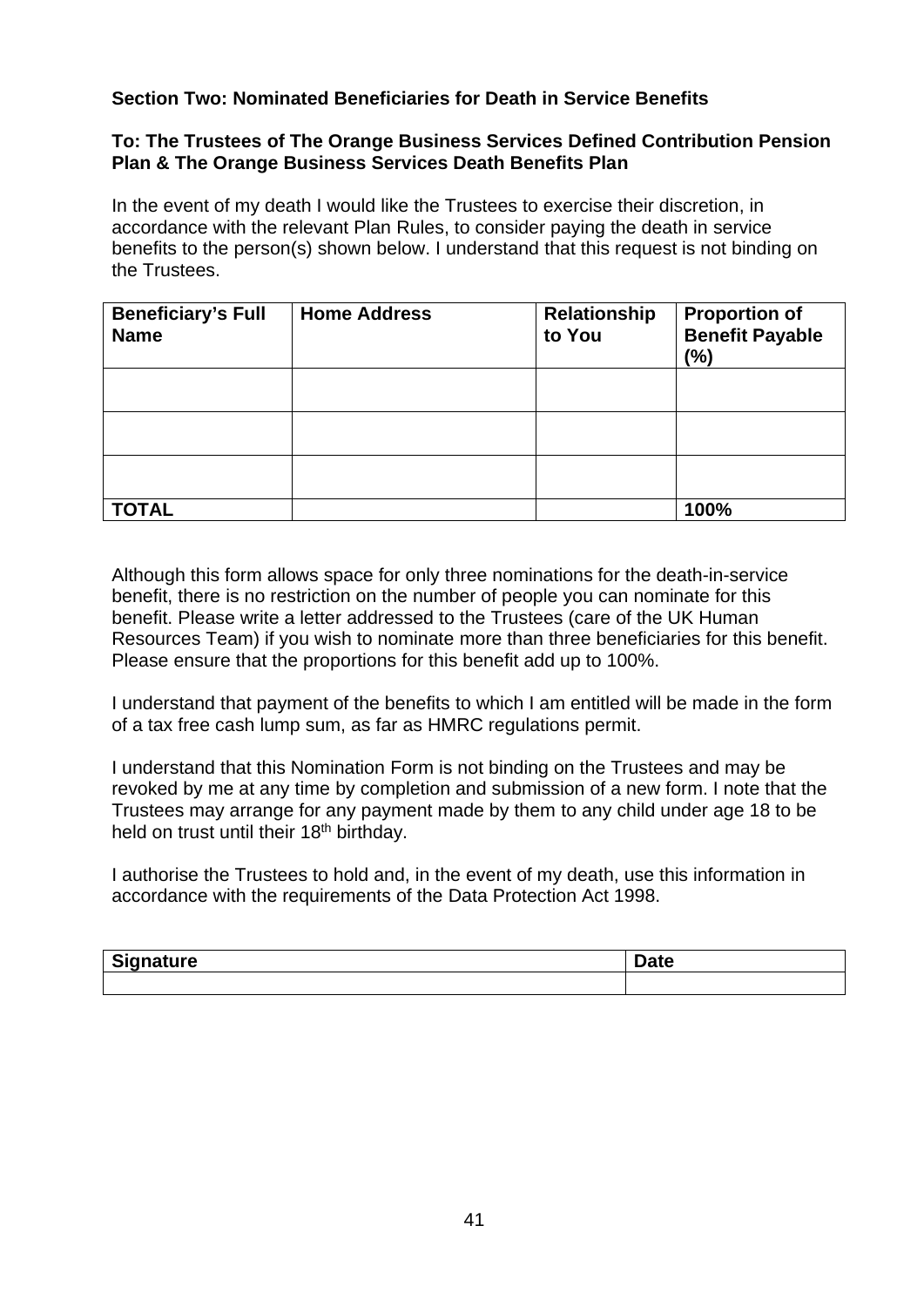**Section Two: Nominated Beneficiaries for Death in Service Benefits**

**To: The Trustees of The Orange Business Services Defined Contribution Pension Plan & The Orange Business Services Death Benefits Plan**

In the event of my death I would like the Trustees to exercise their discretion, in accordance with the relevant Plan Rules, to consider paying the death in service benefits to the person(s) shown below. I understand that this request is not binding on the Trustees.

| Beneficiary's Full Name | Home Address | Relationship to You | Proportion of Benefit Payable (%) |
|---|---|---|---|
| | | | |
| | | | |
| | | | |
| **TOTAL** | | | **100%** |

Although this form allows space for only three nominations for the death-in-service benefit, there is no restriction on the number of people you can nominate for this benefit. Please write a letter addressed to the Trustees (care of the UK Human Resources Team) if you wish to nominate more than three beneficiaries for this benefit. Please ensure that the proportions for this benefit add up to 100%.

I understand that payment of the benefits to which I am entitled will be made in the form of a tax free cash lump sum, as far as HMRC regulations permit.

I understand that this Nomination Form is not binding on the Trustees and may be revoked by me at any time by completion and submission of a new form. I note that the Trustees may arrange for any payment made by them to any child under age 18 to be held on trust until their 18th birthday.

I authorise the Trustees to hold and, in the event of my death, use this information in accordance with the requirements of the Data Protection Act 1998.

| Signature | Date |
|---|---|
| | |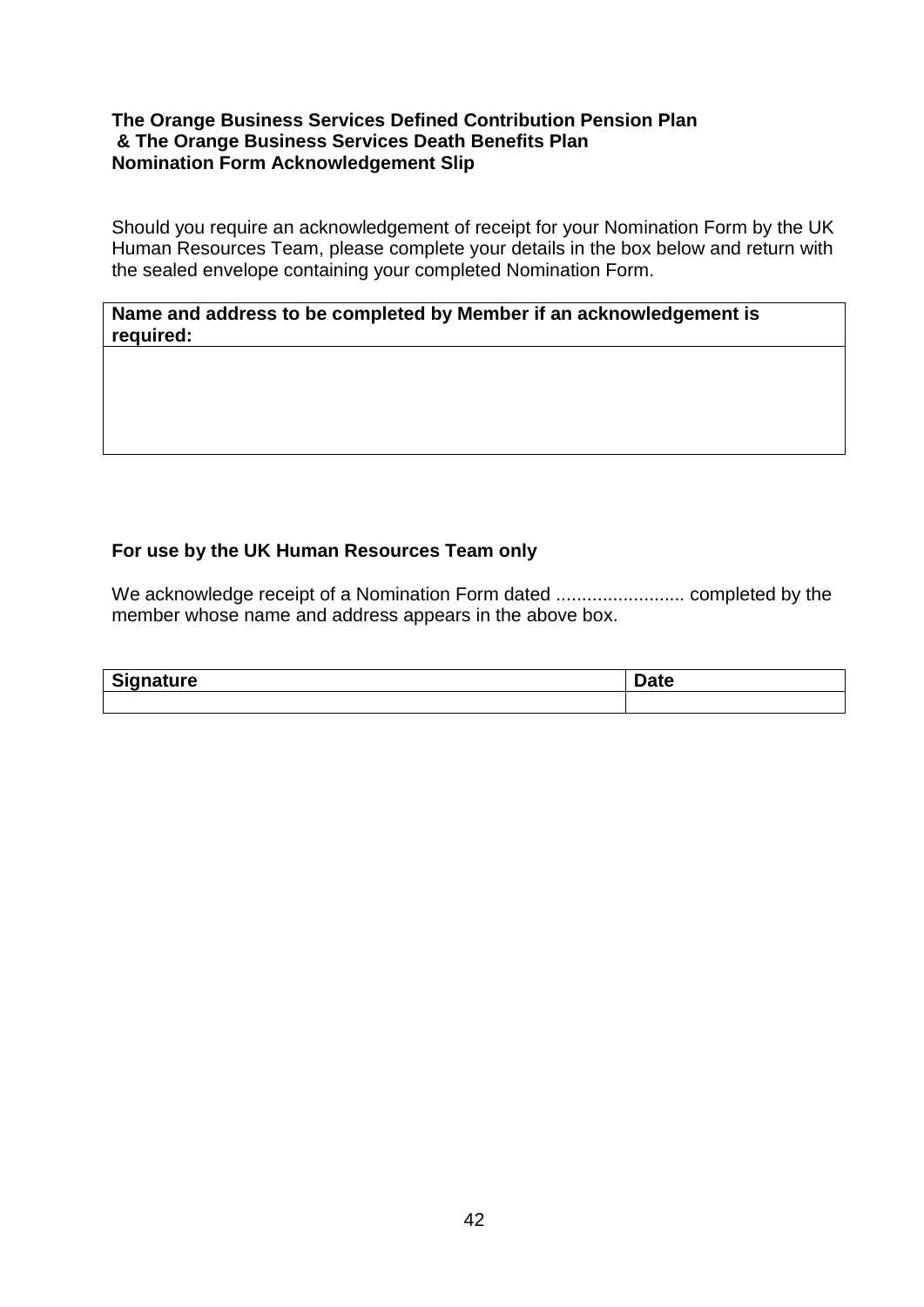**The Orange Business Services Defined Contribution Pension Plan**
**& The Orange Business Services Death Benefits Plan**
**Nomination Form Acknowledgement Slip**

Should you require an acknowledgement of receipt for your Nomination Form by the UK Human Resources Team, please complete your details in the box below and return with the sealed envelope containing your completed Nomination Form.

| **Name and address to be completed by Member if an acknowledgement is required:** |
| --- |
| |

**For use by the UK Human Resources Team only**

We acknowledge receipt of a Nomination Form dated ......................... completed by the member whose name and address appears in the above box.

| **Signature** | **Date** |
| --- | --- |
| | |